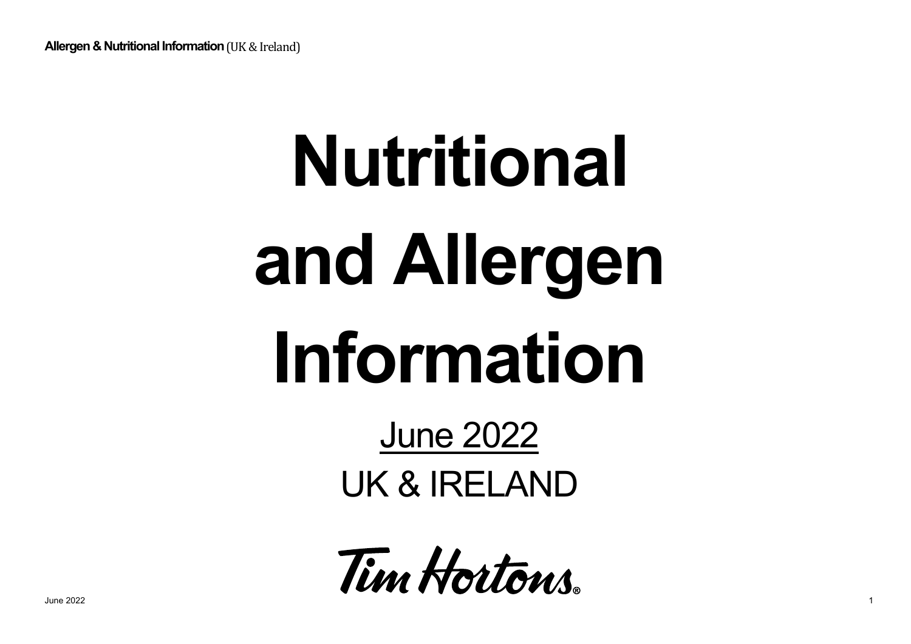# Nutritional and Allergen Information

June 2022

UK & IRELAND

Tim Hortons®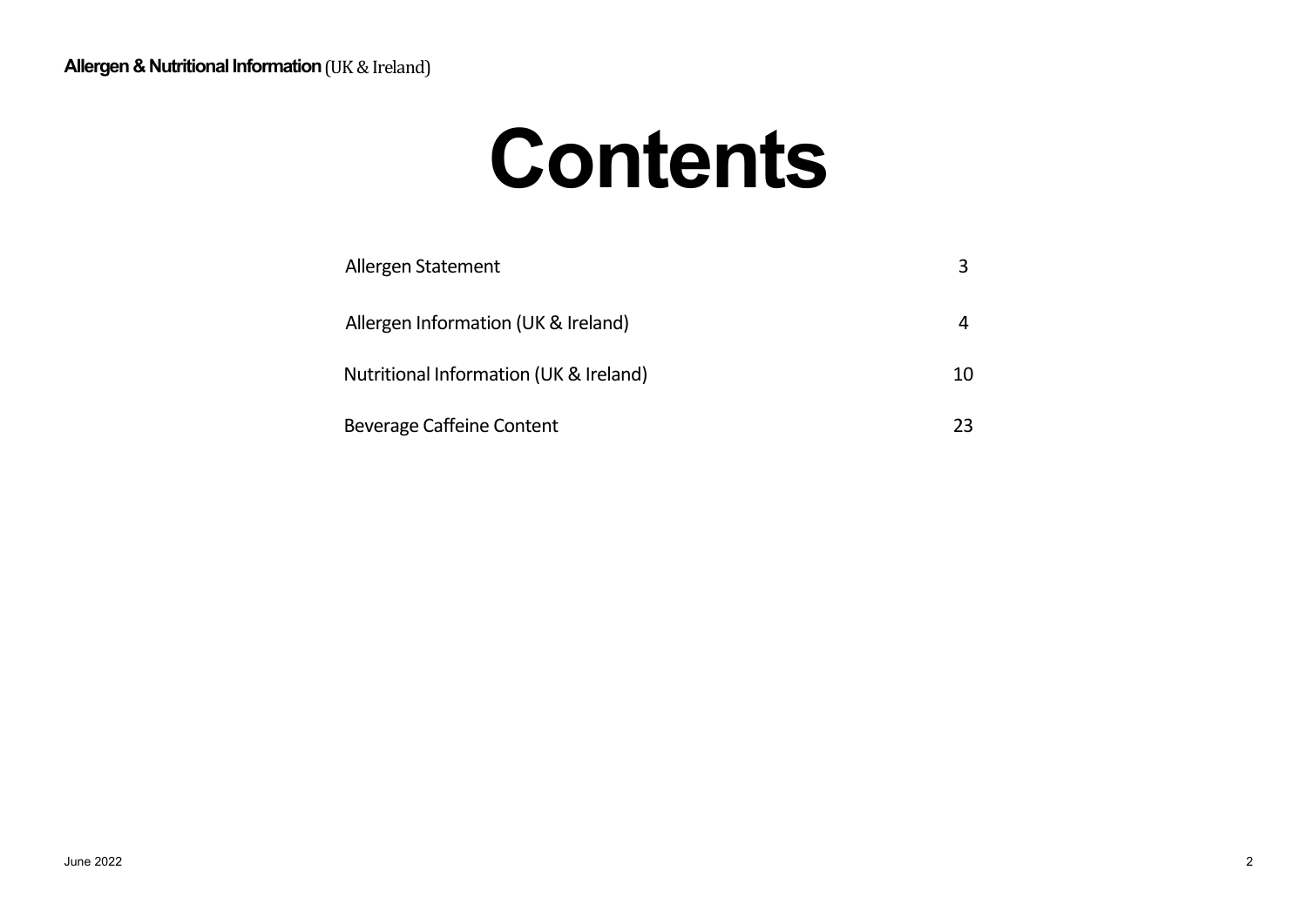# Contents

| | |
|---|---|
| Allergen Statement | 3 |
| Allergen Information (UK & Ireland) | 4 |
| Nutritional Information (UK & Ireland) | 10 |
| Beverage Caffeine Content | 23 |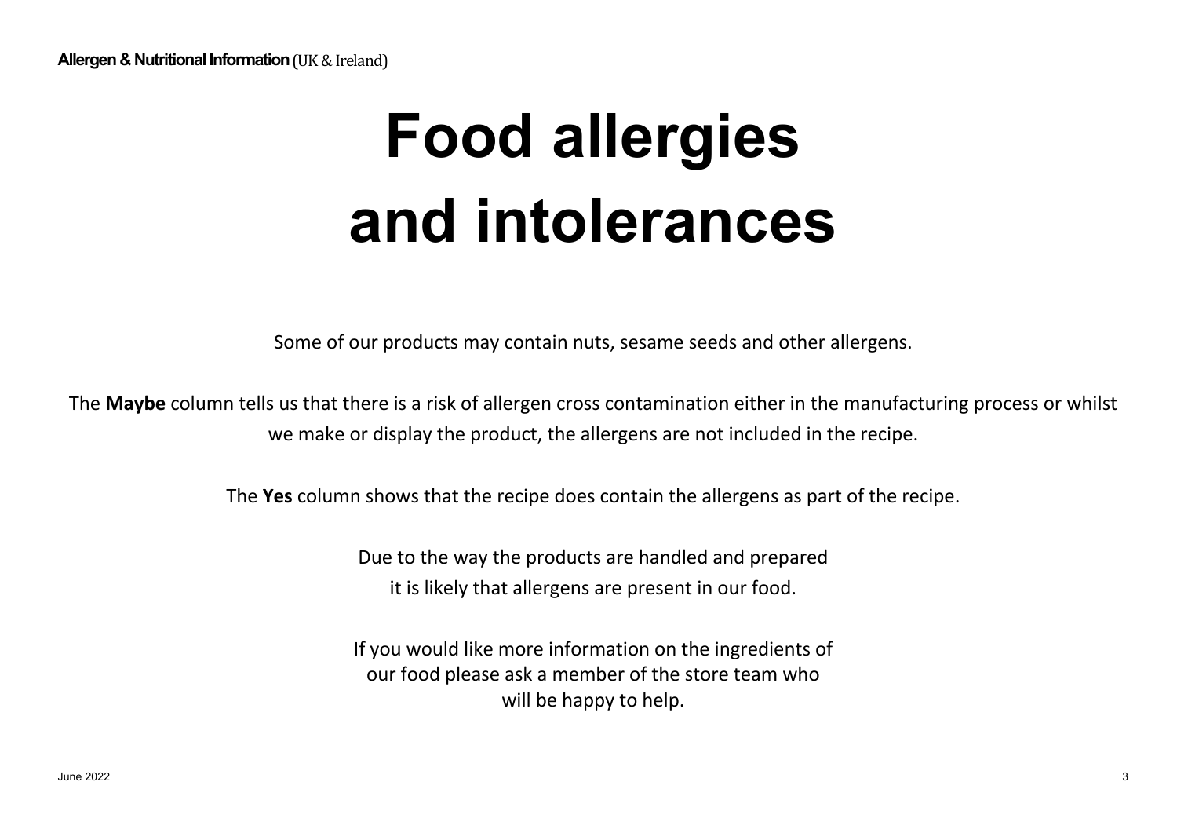# Food allergies and intolerances

Some of our products may contain nuts, sesame seeds and other allergens.

The **Maybe** column tells us that there is a risk of allergen cross contamination either in the manufacturing process or whilst we make or display the product, the allergens are not included in the recipe.

The **Yes** column shows that the recipe does contain the allergens as part of the recipe.

Due to the way the products are handled and prepared it is likely that allergens are present in our food.

If you would like more information on the ingredients of our food please ask a member of the store team who will be happy to help.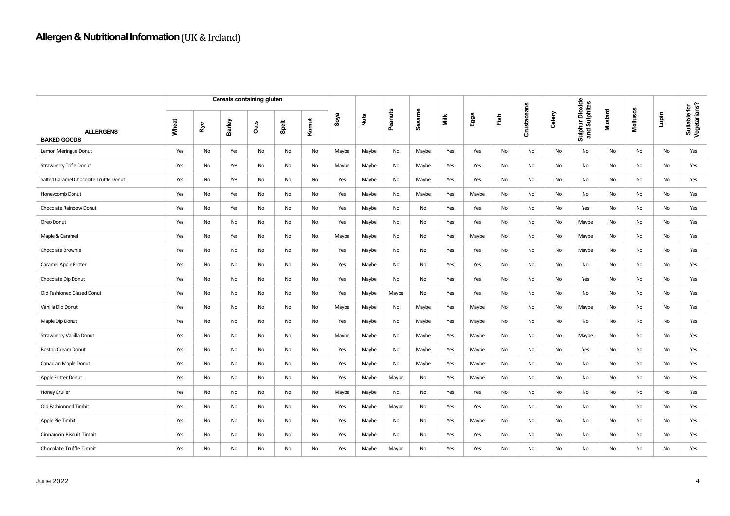# **Allergen & Nutritional Information** (UK & Ireland)

| ALLERGENS | Cereals containing gluten | | | | | | Soya | Nuts | Peanuts | Sesame | Milk | Eggs | Fish | Crustaceans | Celery | Sulphur Dioxide and Sulphites | Mustard | Molluscs | Lupin | Suitable for Vegetarians? |
|---|---|---|---|---|---|---|---|---|---|---|---|---|---|---|---|---|---|---|---|---|
| **BAKED GOODS** | Wheat | Rye | Barley | Oats | Spelt | Kamut | | | | | | | | | | | | | | |
| Lemon Meringue Donut | Yes | No | Yes | No | No | No | Maybe | Maybe | No | Maybe | Yes | Yes | No | No | No | No | No | No | No | Yes |
| Strawberry Trifle Donut | Yes | No | Yes | No | No | No | Maybe | Maybe | No | Maybe | Yes | Yes | No | No | No | No | No | No | No | Yes |
| Salted Caramel Chocolate Truffle Donut | Yes | No | Yes | No | No | No | Yes | Maybe | No | Maybe | Yes | Yes | No | No | No | No | No | No | No | Yes |
| Honeycomb Donut | Yes | No | Yes | No | No | No | Yes | Maybe | No | Maybe | Yes | Maybe | No | No | No | No | No | No | No | Yes |
| Chocolate Rainbow Donut | Yes | No | Yes | No | No | No | Yes | Maybe | No | No | Yes | Yes | No | No | No | Yes | No | No | No | Yes |
| Oreo Donut | Yes | No | No | No | No | No | Yes | Maybe | No | No | Yes | Yes | No | No | No | Maybe | No | No | No | Yes |
| Maple & Caramel | Yes | No | Yes | No | No | No | Maybe | Maybe | No | No | Yes | Maybe | No | No | No | Maybe | No | No | No | Yes |
| Chocolate Brownie | Yes | No | No | No | No | No | Yes | Maybe | No | No | Yes | Yes | No | No | No | Maybe | No | No | No | Yes |
| Caramel Apple Fritter | Yes | No | No | No | No | No | Yes | Maybe | No | No | Yes | Yes | No | No | No | No | No | No | No | Yes |
| Chocolate Dip Donut | Yes | No | No | No | No | No | Yes | Maybe | No | No | Yes | Yes | No | No | No | Yes | No | No | No | Yes |
| Old Fashioned Glazed Donut | Yes | No | No | No | No | No | Yes | Maybe | Maybe | No | Yes | Yes | No | No | No | No | No | No | No | Yes |
| Vanilla Dip Donut | Yes | No | No | No | No | No | Maybe | Maybe | No | Maybe | Yes | Maybe | No | No | No | Maybe | No | No | No | Yes |
| Maple Dip Donut | Yes | No | No | No | No | No | Yes | Maybe | No | Maybe | Yes | Maybe | No | No | No | No | No | No | No | Yes |
| Strawberry Vanilla Donut | Yes | No | No | No | No | No | Maybe | Maybe | No | Maybe | Yes | Maybe | No | No | No | Maybe | No | No | No | Yes |
| Boston Cream Donut | Yes | No | No | No | No | No | Yes | Maybe | No | Maybe | Yes | Maybe | No | No | No | Yes | No | No | No | Yes |
| Canadian Maple Donut | Yes | No | No | No | No | No | Yes | Maybe | No | Maybe | Yes | Maybe | No | No | No | No | No | No | No | Yes |
| Apple Fritter Donut | Yes | No | No | No | No | No | Yes | Maybe | Maybe | No | Yes | Maybe | No | No | No | No | No | No | No | Yes |
| Honey Cruller | Yes | No | No | No | No | No | Maybe | Maybe | No | No | Yes | Yes | No | No | No | No | No | No | No | Yes |
| Old Fashionned Timbit | Yes | No | No | No | No | No | Yes | Maybe | Maybe | No | Yes | Yes | No | No | No | No | No | No | No | Yes |
| Apple Pie Timbit | Yes | No | No | No | No | No | Yes | Maybe | No | No | Yes | Maybe | No | No | No | No | No | No | No | Yes |
| Cinnamon Biscuit Timbit | Yes | No | No | No | No | No | Yes | Maybe | No | No | Yes | Yes | No | No | No | No | No | No | No | Yes |
| Chocolate Truffle Timbit | Yes | No | No | No | No | No | Yes | Maybe | Maybe | No | Yes | Yes | No | No | No | No | No | No | No | Yes |

June 2022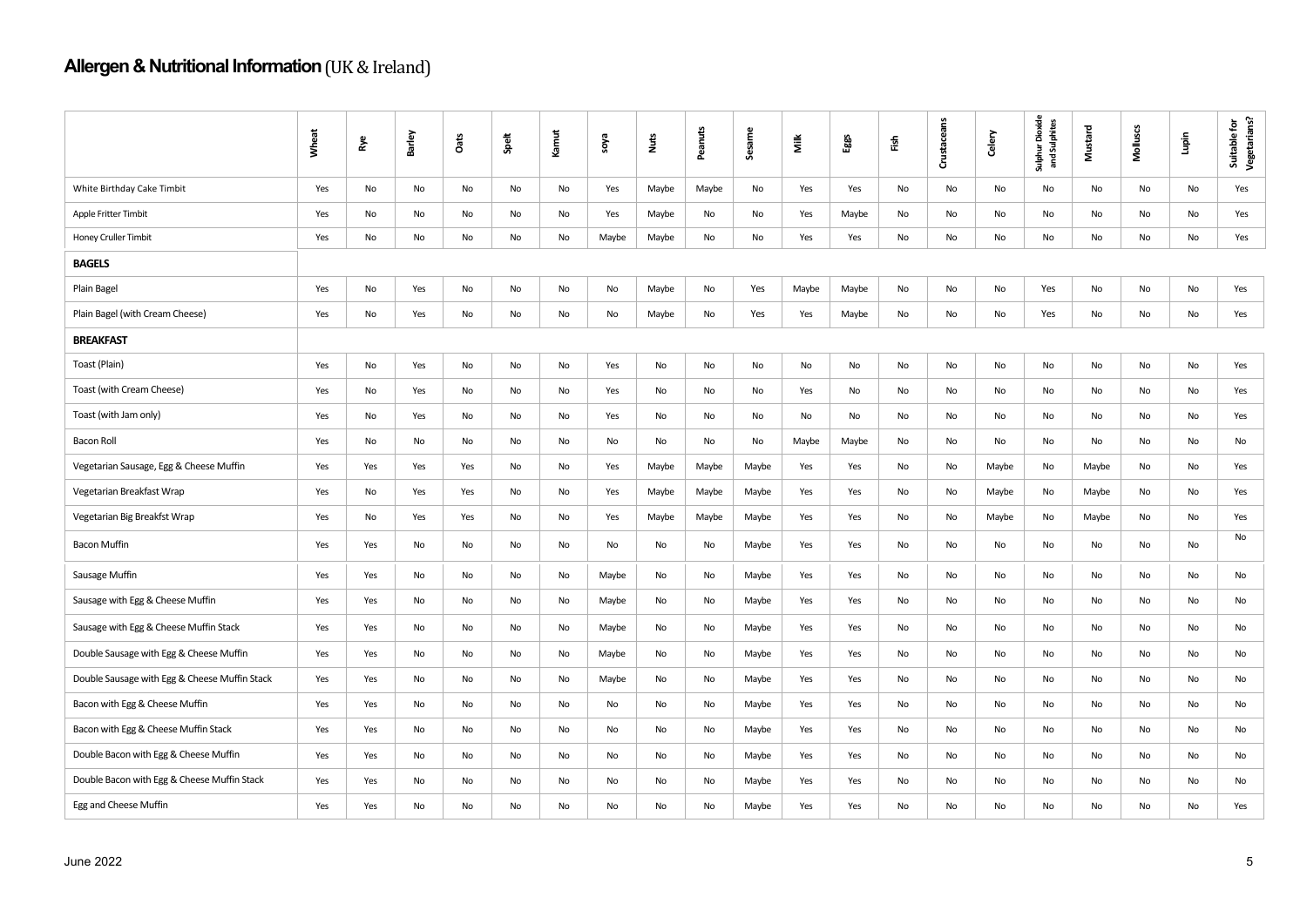## **Allergen & Nutritional Information** (UK & Ireland)

| | Wheat | Rye | Barley | Oats | Spelt | Kamut | soya | Nuts | Peanuts | Sesame | Milk | Eggs | Fish | Crustaceans | Celery | Sulphur Dioxide and Sulphites | Mustard | Molluscs | Lupin | Suitable for Vegetarians? |
|---|---|---|---|---|---|---|---|---|---|---|---|---|---|---|---|---|---|---|---|---|
| White Birthday Cake Timbit | Yes | No | No | No | No | No | Yes | Maybe | Maybe | No | Yes | Yes | No | No | No | No | No | No | No | Yes |
| Apple Fritter Timbit | Yes | No | No | No | No | No | Yes | Maybe | No | No | Yes | Maybe | No | No | No | No | No | No | No | Yes |
| Honey Cruller Timbit | Yes | No | No | No | No | No | Maybe | Maybe | No | No | Yes | Yes | No | No | No | No | No | No | No | Yes |
| **BAGELS** | | | | | | | | | | | | | | | | | | | | |
| Plain Bagel | Yes | No | Yes | No | No | No | No | Maybe | No | Yes | Maybe | Maybe | No | No | No | Yes | No | No | No | Yes |
| Plain Bagel (with Cream Cheese) | Yes | No | Yes | No | No | No | No | Maybe | No | Yes | Yes | Maybe | No | No | No | Yes | No | No | No | Yes |
| **BREAKFAST** | | | | | | | | | | | | | | | | | | | | |
| Toast (Plain) | Yes | No | Yes | No | No | No | Yes | No | No | No | No | No | No | No | No | No | No | No | No | Yes |
| Toast (with Cream Cheese) | Yes | No | Yes | No | No | No | Yes | No | No | No | Yes | No | No | No | No | No | No | No | No | Yes |
| Toast (with Jam only) | Yes | No | Yes | No | No | No | Yes | No | No | No | No | No | No | No | No | No | No | No | No | Yes |
| Bacon Roll | Yes | No | No | No | No | No | No | No | No | No | Maybe | Maybe | No | No | No | No | No | No | No | No |
| Vegetarian Sausage, Egg & Cheese Muffin | Yes | Yes | Yes | Yes | No | No | Yes | Maybe | Maybe | Maybe | Yes | Yes | No | No | Maybe | No | Maybe | No | No | Yes |
| Vegetarian Breakfast Wrap | Yes | No | Yes | Yes | No | No | Yes | Maybe | Maybe | Maybe | Yes | Yes | No | No | Maybe | No | Maybe | No | No | Yes |
| Vegetarian Big Breakfst Wrap | Yes | No | Yes | Yes | No | No | Yes | Maybe | Maybe | Maybe | Yes | Yes | No | No | Maybe | No | Maybe | No | No | Yes |
| Bacon Muffin | Yes | Yes | No | No | No | No | No | No | No | Maybe | Yes | Yes | No | No | No | No | No | No | No | No |
| Sausage Muffin | Yes | Yes | No | No | No | No | Maybe | No | No | Maybe | Yes | Yes | No | No | No | No | No | No | No | No |
| Sausage with Egg & Cheese Muffin | Yes | Yes | No | No | No | No | Maybe | No | No | Maybe | Yes | Yes | No | No | No | No | No | No | No | No |
| Sausage with Egg & Cheese Muffin Stack | Yes | Yes | No | No | No | No | Maybe | No | No | Maybe | Yes | Yes | No | No | No | No | No | No | No | No |
| Double Sausage with Egg & Cheese Muffin | Yes | Yes | No | No | No | No | Maybe | No | No | Maybe | Yes | Yes | No | No | No | No | No | No | No | No |
| Double Sausage with Egg & Cheese Muffin Stack | Yes | Yes | No | No | No | No | Maybe | No | No | Maybe | Yes | Yes | No | No | No | No | No | No | No | No |
| Bacon with Egg & Cheese Muffin | Yes | Yes | No | No | No | No | No | No | No | Maybe | Yes | Yes | No | No | No | No | No | No | No | No |
| Bacon with Egg & Cheese Muffin Stack | Yes | Yes | No | No | No | No | No | No | No | Maybe | Yes | Yes | No | No | No | No | No | No | No | No |
| Double Bacon with Egg & Cheese Muffin | Yes | Yes | No | No | No | No | No | No | No | Maybe | Yes | Yes | No | No | No | No | No | No | No | No |
| Double Bacon with Egg & Cheese Muffin Stack | Yes | Yes | No | No | No | No | No | No | No | Maybe | Yes | Yes | No | No | No | No | No | No | No | No |
| Egg and Cheese Muffin | Yes | Yes | No | No | No | No | No | No | No | Maybe | Yes | Yes | No | No | No | No | No | No | No | Yes |

June 2022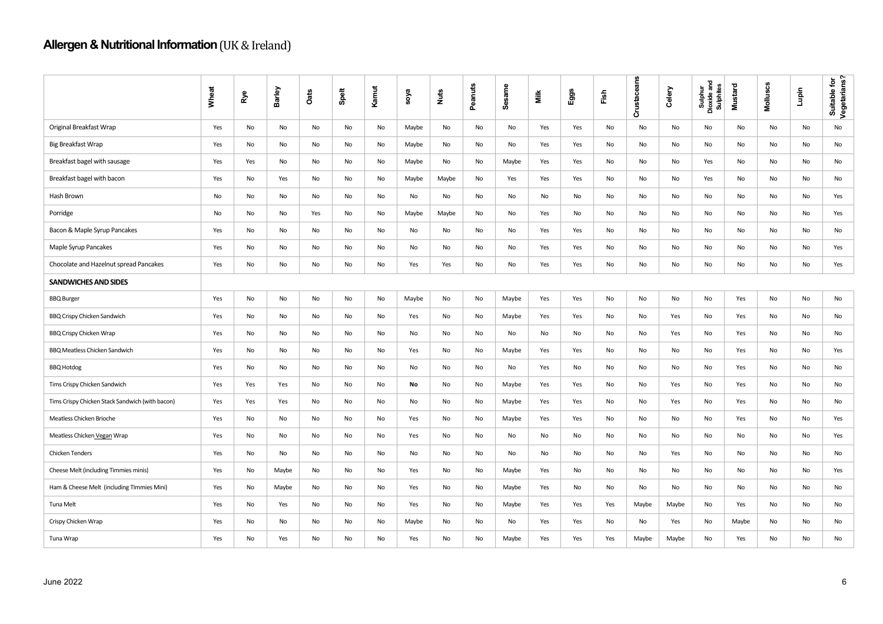## **Allergen & Nutritional Information** (UK & Ireland)

| | Wheat | Rye | Barley | Oats | Spelt | Kamut | soya | Nuts | Peanuts | Sesame | Milk | Eggs | Fish | Crustaceans | Celery | Sulphur Dioxide and Sulphites | Mustard | Molluscs | Lupin | Suitable for Vegetarians? |
|---|---|---|---|---|---|---|---|---|---|---|---|---|---|---|---|---|---|---|---|---|
| Original Breakfast Wrap | Yes | No | No | No | No | No | Maybe | No | No | No | Yes | Yes | No | No | No | No | No | No | No | No |
| Big Breakfast Wrap | Yes | No | No | No | No | No | Maybe | No | No | No | Yes | Yes | No | No | No | No | No | No | No | No |
| Breakfast bagel with sausage | Yes | Yes | No | No | No | No | Maybe | No | No | Maybe | Yes | Yes | No | No | No | Yes | No | No | No | No |
| Breakfast bagel with bacon | Yes | No | Yes | No | No | No | Maybe | Maybe | No | Yes | Yes | Yes | No | No | No | Yes | No | No | No | No |
| Hash Brown | No | No | No | No | No | No | No | No | No | No | No | No | No | No | No | No | No | No | No | Yes |
| Porridge | No | No | No | Yes | No | No | Maybe | Maybe | No | No | Yes | No | No | No | No | No | No | No | No | Yes |
| Bacon & Maple Syrup Pancakes | Yes | No | No | No | No | No | No | No | No | No | Yes | Yes | No | No | No | No | No | No | No | No |
| Maple Syrup Pancakes | Yes | No | No | No | No | No | No | No | No | No | Yes | Yes | No | No | No | No | No | No | No | Yes |
| Chocolate and Hazelnut spread Pancakes | Yes | No | No | No | No | No | Yes | Yes | No | No | Yes | Yes | No | No | No | No | No | No | No | Yes |
| **SANDWICHES AND SIDES** | | | | | | | | | | | | | | | | | | | | |
| BBQ Burger | Yes | No | No | No | No | No | Maybe | No | No | Maybe | Yes | Yes | No | No | No | No | Yes | No | No | No |
| BBQ Crispy Chicken Sandwich | Yes | No | No | No | No | No | Yes | No | No | Maybe | Yes | Yes | No | No | Yes | No | Yes | No | No | No |
| BBQ Crispy Chicken Wrap | Yes | No | No | No | No | No | No | No | No | No | No | No | No | No | Yes | No | Yes | No | No | No |
| BBQ Meatless Chicken Sandwich | Yes | No | No | No | No | No | Yes | No | No | Maybe | Yes | Yes | No | No | No | No | Yes | No | No | Yes |
| BBQ Hotdog | Yes | No | No | No | No | No | No | No | No | No | Yes | No | No | No | No | No | Yes | No | No | No |
| Tims Crispy Chicken Sandwich | Yes | Yes | Yes | No | No | No | **No** | No | No | Maybe | Yes | Yes | No | No | Yes | No | Yes | No | No | No |
| Tims Crispy Chicken Stack Sandwich (with bacon) | Yes | Yes | Yes | No | No | No | No | No | No | Maybe | Yes | Yes | No | No | Yes | No | Yes | No | No | No |
| Meatless Chicken Brioche | Yes | No | No | No | No | No | Yes | No | No | Maybe | Yes | Yes | No | No | No | No | Yes | No | No | Yes |
| Meatless Chicken Vegan Wrap | Yes | No | No | No | No | No | Yes | No | No | No | No | No | No | No | No | No | No | No | No | Yes |
| Chicken Tenders | Yes | No | No | No | No | No | No | No | No | No | No | No | No | No | Yes | No | No | No | No | No |
| Cheese Melt (including Timmies minis) | Yes | No | Maybe | No | No | No | Yes | No | No | Maybe | Yes | No | No | No | No | No | No | No | No | Yes |
| Ham & Cheese Melt (including TImmies Mini) | Yes | No | Maybe | No | No | No | Yes | No | No | Maybe | Yes | No | No | No | No | No | No | No | No | No |
| Tuna Melt | Yes | No | Yes | No | No | No | Yes | No | No | Maybe | Yes | Yes | Yes | Maybe | Maybe | No | Yes | No | No | No |
| Crispy Chicken Wrap | Yes | No | No | No | No | No | Maybe | No | No | No | Yes | Yes | No | No | Yes | No | Maybe | No | No | No |
| Tuna Wrap | Yes | No | Yes | No | No | No | Yes | No | No | Maybe | Yes | Yes | Yes | Maybe | Maybe | No | Yes | No | No | No |

June 2022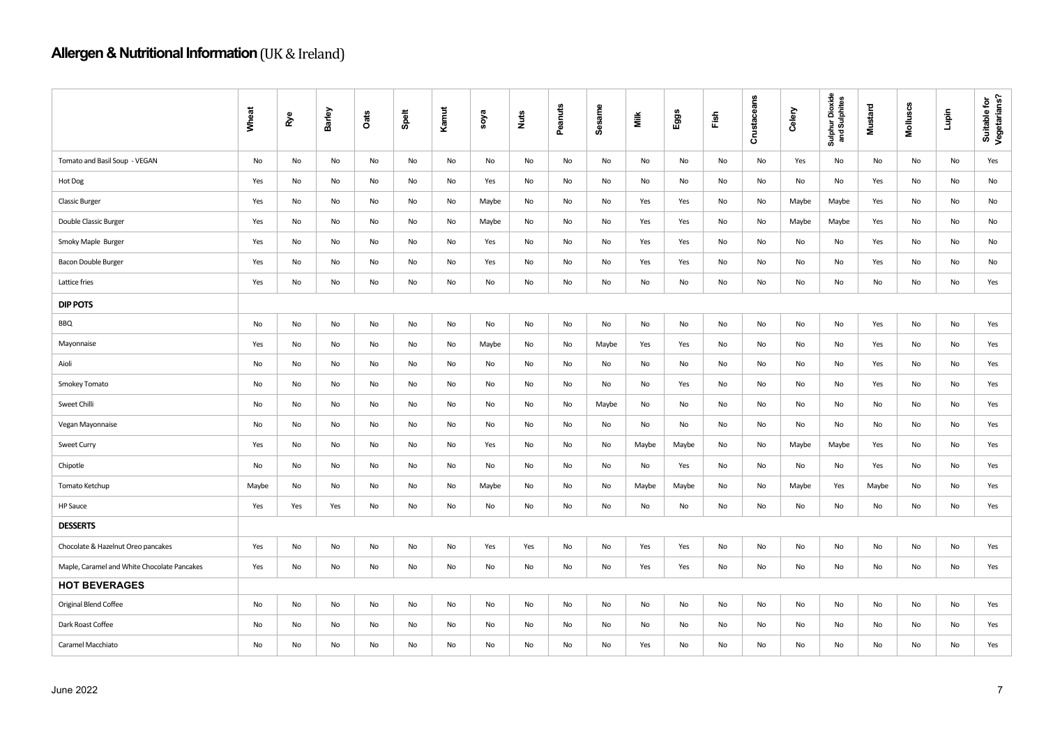## **Allergen & Nutritional Information** (UK & Ireland)

| | Wheat | Rye | Barley | Oats | Spelt | Kamut | soya | Nuts | Peanuts | Sesame | Milk | Eggs | Fish | Crustaceans | Celery | Sulphur Dioxide and Sulphites | Mustard | Molluscs | Lupin | Suitable for Vegetarians? |
|---|---|---|---|---|---|---|---|---|---|---|---|---|---|---|---|---|---|---|---|---|
| Tomato and Basil Soup - VEGAN | No | No | No | No | No | No | No | No | No | No | No | No | No | No | Yes | No | No | No | No | Yes |
| Hot Dog | Yes | No | No | No | No | No | Yes | No | No | No | No | No | No | No | No | No | Yes | No | No | No |
| Classic Burger | Yes | No | No | No | No | No | Maybe | No | No | No | Yes | Yes | No | No | Maybe | Maybe | Yes | No | No | No |
| Double Classic Burger | Yes | No | No | No | No | No | Maybe | No | No | No | Yes | Yes | No | No | Maybe | Maybe | Yes | No | No | No |
| Smoky Maple Burger | Yes | No | No | No | No | No | Yes | No | No | No | Yes | Yes | No | No | No | No | Yes | No | No | No |
| Bacon Double Burger | Yes | No | No | No | No | No | Yes | No | No | No | Yes | Yes | No | No | No | No | Yes | No | No | No |
| Lattice fries | Yes | No | No | No | No | No | No | No | No | No | No | No | No | No | No | No | No | No | No | Yes |
| **DIP POTS** | | | | | | | | | | | | | | | | | | | | |
| BBQ | No | No | No | No | No | No | No | No | No | No | No | No | No | No | No | No | Yes | No | No | Yes |
| Mayonnaise | Yes | No | No | No | No | No | Maybe | No | No | Maybe | Yes | Yes | No | No | No | No | Yes | No | No | Yes |
| Aioli | No | No | No | No | No | No | No | No | No | No | No | No | No | No | No | No | Yes | No | No | Yes |
| Smokey Tomato | No | No | No | No | No | No | No | No | No | No | No | Yes | No | No | No | No | Yes | No | No | Yes |
| Sweet Chilli | No | No | No | No | No | No | No | No | No | Maybe | No | No | No | No | No | No | No | No | No | Yes |
| Vegan Mayonnaise | No | No | No | No | No | No | No | No | No | No | No | No | No | No | No | No | No | No | No | Yes |
| Sweet Curry | Yes | No | No | No | No | No | Yes | No | No | No | Maybe | Maybe | No | No | Maybe | Maybe | Yes | No | No | Yes |
| Chipotle | No | No | No | No | No | No | No | No | No | No | No | Yes | No | No | No | No | Yes | No | No | Yes |
| Tomato Ketchup | Maybe | No | No | No | No | No | Maybe | No | No | No | Maybe | Maybe | No | No | Maybe | Yes | Maybe | No | No | Yes |
| HP Sauce | Yes | Yes | Yes | No | No | No | No | No | No | No | No | No | No | No | No | No | No | No | No | Yes |
| **DESSERTS** | | | | | | | | | | | | | | | | | | | | |
| Chocolate & Hazelnut Oreo pancakes | Yes | No | No | No | No | No | Yes | Yes | No | No | Yes | Yes | No | No | No | No | No | No | No | Yes |
| Maple, Caramel and White Chocolate Pancakes | Yes | No | No | No | No | No | No | No | No | No | Yes | Yes | No | No | No | No | No | No | No | Yes |
| **HOT BEVERAGES** | | | | | | | | | | | | | | | | | | | | |
| Original Blend Coffee | No | No | No | No | No | No | No | No | No | No | No | No | No | No | No | No | No | No | No | Yes |
| Dark Roast Coffee | No | No | No | No | No | No | No | No | No | No | No | No | No | No | No | No | No | No | No | Yes |
| Caramel Macchiato | No | No | No | No | No | No | No | No | No | No | Yes | No | No | No | No | No | No | No | No | Yes |

June 2022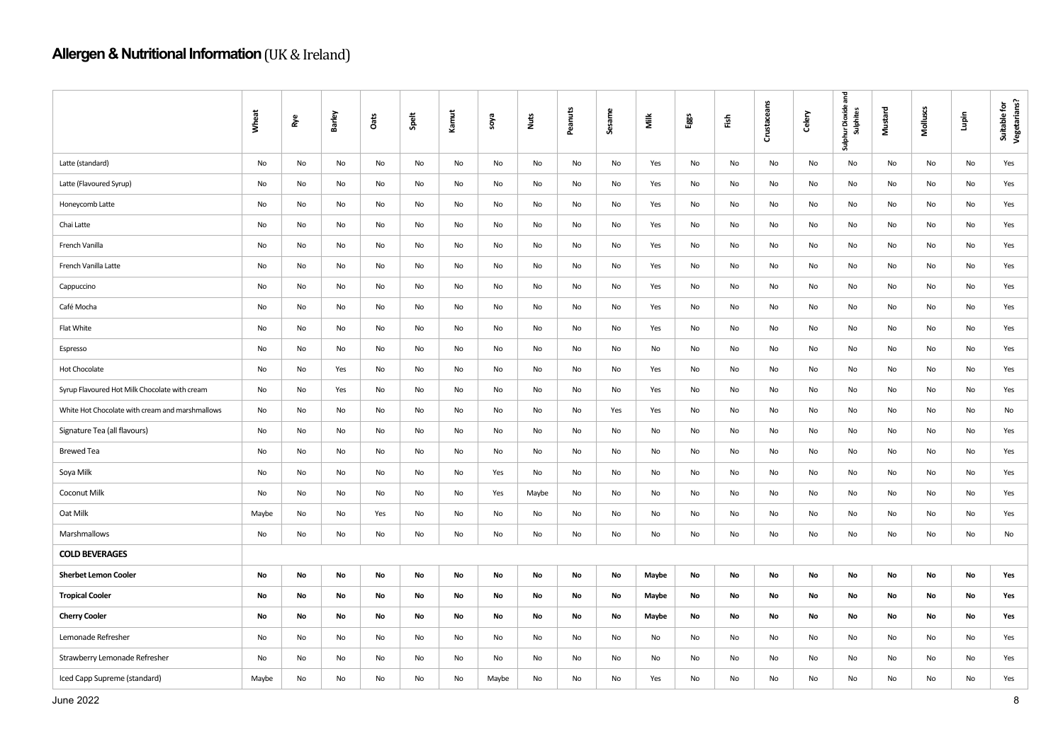## **Allergen & Nutritional Information** (UK & Ireland)

| | Wheat | Rye | Barley | Oats | Spelt | Kamut | soya | Nuts | Peanuts | Sesame | Milk | Eggs | Fish | Crustaceans | Celery | Sulphur Dioxide and Sulphites | Mustard | Molluscs | Lupin | Suitable for Vegetarians? |
|---|---|---|---|---|---|---|---|---|---|---|---|---|---|---|---|---|---|---|---|---|
| Latte (standard) | No | No | No | No | No | No | No | No | No | No | Yes | No | No | No | No | No | No | No | No | Yes |
| Latte (Flavoured Syrup) | No | No | No | No | No | No | No | No | No | No | Yes | No | No | No | No | No | No | No | No | Yes |
| Honeycomb Latte | No | No | No | No | No | No | No | No | No | No | Yes | No | No | No | No | No | No | No | No | Yes |
| Chai Latte | No | No | No | No | No | No | No | No | No | No | Yes | No | No | No | No | No | No | No | No | Yes |
| French Vanilla | No | No | No | No | No | No | No | No | No | No | Yes | No | No | No | No | No | No | No | No | Yes |
| French Vanilla Latte | No | No | No | No | No | No | No | No | No | No | Yes | No | No | No | No | No | No | No | No | Yes |
| Cappuccino | No | No | No | No | No | No | No | No | No | No | Yes | No | No | No | No | No | No | No | No | Yes |
| Café Mocha | No | No | No | No | No | No | No | No | No | No | Yes | No | No | No | No | No | No | No | No | Yes |
| Flat White | No | No | No | No | No | No | No | No | No | No | Yes | No | No | No | No | No | No | No | No | Yes |
| Espresso | No | No | No | No | No | No | No | No | No | No | No | No | No | No | No | No | No | No | No | Yes |
| Hot Chocolate | No | No | Yes | No | No | No | No | No | No | No | Yes | No | No | No | No | No | No | No | No | Yes |
| Syrup Flavoured Hot Milk Chocolate with cream | No | No | Yes | No | No | No | No | No | No | No | Yes | No | No | No | No | No | No | No | No | Yes |
| White Hot Chocolate with cream and marshmallows | No | No | No | No | No | No | No | No | No | Yes | Yes | No | No | No | No | No | No | No | No | No |
| Signature Tea (all flavours) | No | No | No | No | No | No | No | No | No | No | No | No | No | No | No | No | No | No | No | Yes |
| Brewed Tea | No | No | No | No | No | No | No | No | No | No | No | No | No | No | No | No | No | No | No | Yes |
| Soya Milk | No | No | No | No | No | No | Yes | No | No | No | No | No | No | No | No | No | No | No | No | Yes |
| Coconut Milk | No | No | No | No | No | No | Yes | Maybe | No | No | No | No | No | No | No | No | No | No | No | Yes |
| Oat Milk | Maybe | No | No | Yes | No | No | No | No | No | No | No | No | No | No | No | No | No | No | No | Yes |
| Marshmallows | No | No | No | No | No | No | No | No | No | No | No | No | No | No | No | No | No | No | No | No |
| **COLD BEVERAGES** | | | | | | | | | | | | | | | | | | | | |
| **Sherbet Lemon Cooler** | **No** | **No** | **No** | **No** | **No** | **No** | **No** | **No** | **No** | **No** | **Maybe** | **No** | **No** | **No** | **No** | **No** | **No** | **No** | **No** | **Yes** |
| **Tropical Cooler** | **No** | **No** | **No** | **No** | **No** | **No** | **No** | **No** | **No** | **No** | **Maybe** | **No** | **No** | **No** | **No** | **No** | **No** | **No** | **No** | **Yes** |
| **Cherry Cooler** | **No** | **No** | **No** | **No** | **No** | **No** | **No** | **No** | **No** | **No** | **Maybe** | **No** | **No** | **No** | **No** | **No** | **No** | **No** | **No** | **Yes** |
| Lemonade Refresher | No | No | No | No | No | No | No | No | No | No | No | No | No | No | No | No | No | No | No | Yes |
| Strawberry Lemonade Refresher | No | No | No | No | No | No | No | No | No | No | No | No | No | No | No | No | No | No | No | Yes |
| Iced Capp Supreme (standard) | Maybe | No | No | No | No | No | Maybe | No | No | No | Yes | No | No | No | No | No | No | No | No | Yes |

June 2022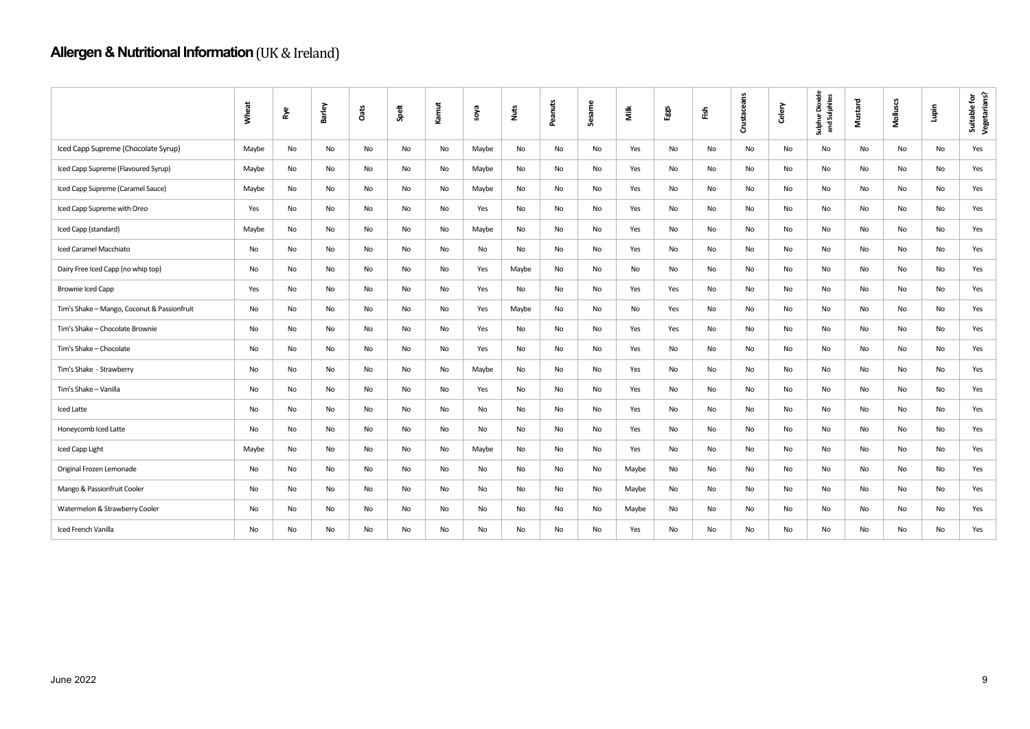## **Allergen & Nutritional Information** (UK & Ireland)

| | Wheat | Rye | Barley | Oats | Spelt | Kamut | soya | Nuts | Peanuts | Sesame | Milk | Eggs | Fish | Crustaceans | Celery | Sulphur Dioxide and Sulphites | Mustard | Molluscs | Lupin | Suitable for Vegetarians? |
|---|---|---|---|---|---|---|---|---|---|---|---|---|---|---|---|---|---|---|---|---|
| Iced Capp Supreme (Chocolate Syrup) | Maybe | No | No | No | No | No | Maybe | No | No | No | Yes | No | No | No | No | No | No | No | No | Yes |
| Iced Capp Supreme (Flavoured Syrup) | Maybe | No | No | No | No | No | Maybe | No | No | No | Yes | No | No | No | No | No | No | No | No | Yes |
| Iced Capp Supreme (Caramel Sauce) | Maybe | No | No | No | No | No | Maybe | No | No | No | Yes | No | No | No | No | No | No | No | No | Yes |
| Iced Capp Supreme with Oreo | Yes | No | No | No | No | No | Yes | No | No | No | Yes | No | No | No | No | No | No | No | No | Yes |
| Iced Capp (standard) | Maybe | No | No | No | No | No | Maybe | No | No | No | Yes | No | No | No | No | No | No | No | No | Yes |
| Iced Caramel Macchiato | No | No | No | No | No | No | No | No | No | No | Yes | No | No | No | No | No | No | No | No | Yes |
| Dairy Free Iced Capp (no whip top) | No | No | No | No | No | No | Yes | Maybe | No | No | No | No | No | No | No | No | No | No | No | Yes |
| Brownie Iced Capp | Yes | No | No | No | No | No | Yes | No | No | No | Yes | Yes | No | No | No | No | No | No | No | Yes |
| Tim's Shake – Mango, Coconut & Passionfruit | No | No | No | No | No | No | Yes | Maybe | No | No | No | Yes | No | No | No | No | No | No | No | Yes |
| Tim's Shake – Chocolate Brownie | No | No | No | No | No | No | Yes | No | No | No | Yes | Yes | No | No | No | No | No | No | No | Yes |
| Tim's Shake – Chocolate | No | No | No | No | No | No | Yes | No | No | No | Yes | No | No | No | No | No | No | No | No | Yes |
| Tim's Shake - Strawberry | No | No | No | No | No | No | Maybe | No | No | No | Yes | No | No | No | No | No | No | No | No | Yes |
| Tim's Shake – Vanilla | No | No | No | No | No | No | Yes | No | No | No | Yes | No | No | No | No | No | No | No | No | Yes |
| Iced Latte | No | No | No | No | No | No | No | No | No | No | Yes | No | No | No | No | No | No | No | No | Yes |
| Honeycomb Iced Latte | No | No | No | No | No | No | No | No | No | No | Yes | No | No | No | No | No | No | No | No | Yes |
| Iced Capp Light | Maybe | No | No | No | No | No | Maybe | No | No | No | Yes | No | No | No | No | No | No | No | No | Yes |
| Original Frozen Lemonade | No | No | No | No | No | No | No | No | No | No | Maybe | No | No | No | No | No | No | No | No | Yes |
| Mango & Passionfruit Cooler | No | No | No | No | No | No | No | No | No | No | Maybe | No | No | No | No | No | No | No | No | Yes |
| Watermelon & Strawberry Cooler | No | No | No | No | No | No | No | No | No | No | Maybe | No | No | No | No | No | No | No | No | Yes |
| Iced French Vanilla | No | No | No | No | No | No | No | No | No | No | Yes | No | No | No | No | No | No | No | No | Yes |

June 2022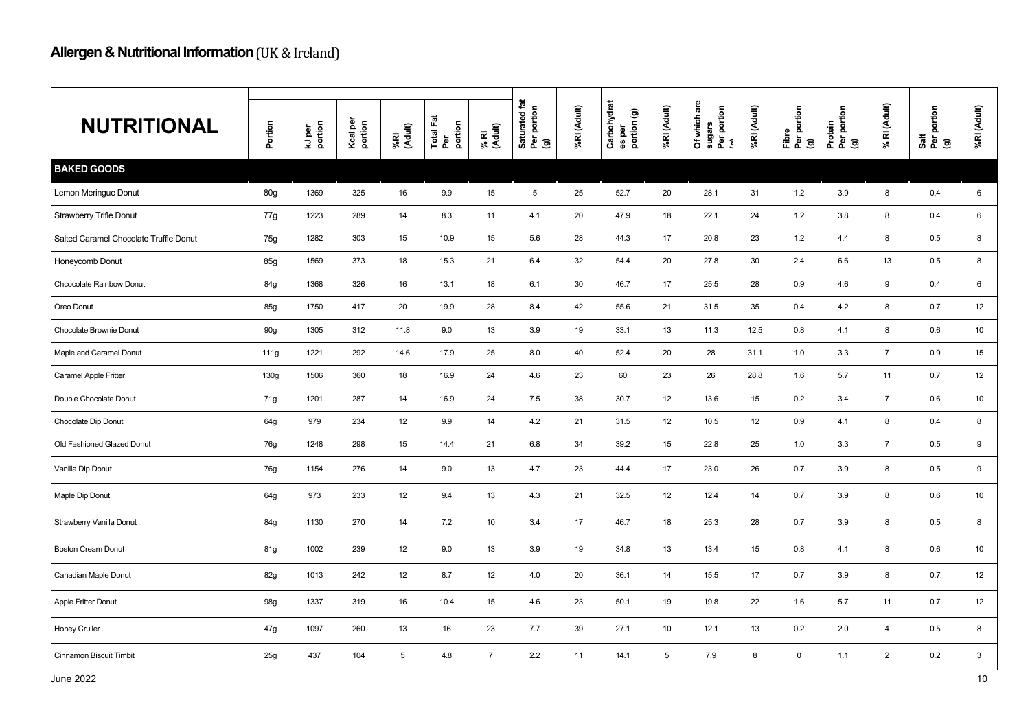**Allergen & Nutritional Information** (UK & Ireland)

| NUTRITIONAL | Portion | kJ per portion | Kcal per portion | %RI (Adult) | Total Fat Per portion | % RI (Adult) | Saturated fat Per portion (g) | %RI (Adult) | Carbohydrates per portion (g) | %RI (Adult) | Of which are sugars Per portion (g) | %RI (Adult) | Fibre Per portion (g) | Protein Per portion (g) | % RI (Adult) | Salt Per portion (g) | %RI (Adult) |
|---|---|---|---|---|---|---|---|---|---|---|---|---|---|---|---|---|---|
| **BAKED GOODS** | | | | | | | | | | | | | | | | | |
| Lemon Meringue Donut | 80g | 1369 | 325 | 16 | 9.9 | 15 | 5 | 25 | 52.7 | 20 | 28.1 | 31 | 1.2 | 3.9 | 8 | 0.4 | 6 |
| Strawberry Trifle Donut | 77g | 1223 | 289 | 14 | 8.3 | 11 | 4.1 | 20 | 47.9 | 18 | 22.1 | 24 | 1.2 | 3.8 | 8 | 0.4 | 6 |
| Salted Caramel Chocolate Truffle Donut | 75g | 1282 | 303 | 15 | 10.9 | 15 | 5.6 | 28 | 44.3 | 17 | 20.8 | 23 | 1.2 | 4.4 | 8 | 0.5 | 8 |
| Honeycomb Donut | 85g | 1569 | 373 | 18 | 15.3 | 21 | 6.4 | 32 | 54.4 | 20 | 27.8 | 30 | 2.4 | 6.6 | 13 | 0.5 | 8 |
| Chcocolate Rainbow Donut | 84g | 1368 | 326 | 16 | 13.1 | 18 | 6.1 | 30 | 46.7 | 17 | 25.5 | 28 | 0.9 | 4.6 | 9 | 0.4 | 6 |
| Oreo Donut | 85g | 1750 | 417 | 20 | 19.9 | 28 | 8.4 | 42 | 55.6 | 21 | 31.5 | 35 | 0.4 | 4.2 | 8 | 0.7 | 12 |
| Chocolate Brownie Donut | 90g | 1305 | 312 | 11.8 | 9.0 | 13 | 3.9 | 19 | 33.1 | 13 | 11.3 | 12.5 | 0.8 | 4.1 | 8 | 0.6 | 10 |
| Maple and Caramel Donut | 111g | 1221 | 292 | 14.6 | 17.9 | 25 | 8.0 | 40 | 52.4 | 20 | 28 | 31.1 | 1.0 | 3.3 | 7 | 0.9 | 15 |
| Caramel Apple Fritter | 130g | 1506 | 360 | 18 | 16.9 | 24 | 4.6 | 23 | 60 | 23 | 26 | 28.8 | 1.6 | 5.7 | 11 | 0.7 | 12 |
| Double Chocolate Donut | 71g | 1201 | 287 | 14 | 16.9 | 24 | 7.5 | 38 | 30.7 | 12 | 13.6 | 15 | 0.2 | 3.4 | 7 | 0.6 | 10 |
| Chocolate Dip Donut | 64g | 979 | 234 | 12 | 9.9 | 14 | 4.2 | 21 | 31.5 | 12 | 10.5 | 12 | 0.9 | 4.1 | 8 | 0.4 | 8 |
| Old Fashioned Glazed Donut | 76g | 1248 | 298 | 15 | 14.4 | 21 | 6.8 | 34 | 39.2 | 15 | 22.8 | 25 | 1.0 | 3.3 | 7 | 0.5 | 9 |
| Vanilla Dip Donut | 76g | 1154 | 276 | 14 | 9.0 | 13 | 4.7 | 23 | 44.4 | 17 | 23.0 | 26 | 0.7 | 3.9 | 8 | 0.5 | 9 |
| Maple Dip Donut | 64g | 973 | 233 | 12 | 9.4 | 13 | 4.3 | 21 | 32.5 | 12 | 12.4 | 14 | 0.7 | 3.9 | 8 | 0.6 | 10 |
| Strawberry Vanilla Donut | 84g | 1130 | 270 | 14 | 7.2 | 10 | 3.4 | 17 | 46.7 | 18 | 25.3 | 28 | 0.7 | 3.9 | 8 | 0.5 | 8 |
| Boston Cream Donut | 81g | 1002 | 239 | 12 | 9.0 | 13 | 3.9 | 19 | 34.8 | 13 | 13.4 | 15 | 0.8 | 4.1 | 8 | 0.6 | 10 |
| Canadian Maple Donut | 82g | 1013 | 242 | 12 | 8.7 | 12 | 4.0 | 20 | 36.1 | 14 | 15.5 | 17 | 0.7 | 3.9 | 8 | 0.7 | 12 |
| Apple Fritter Donut | 98g | 1337 | 319 | 16 | 10.4 | 15 | 4.6 | 23 | 50.1 | 19 | 19.8 | 22 | 1.6 | 5.7 | 11 | 0.7 | 12 |
| Honey Cruller | 47g | 1097 | 260 | 13 | 16 | 23 | 7.7 | 39 | 27.1 | 10 | 12.1 | 13 | 0.2 | 2.0 | 4 | 0.5 | 8 |
| Cinnamon Biscuit Timbit | 25g | 437 | 104 | 5 | 4.8 | 7 | 2.2 | 11 | 14.1 | 5 | 7.9 | 8 | 0 | 1.1 | 2 | 0.2 | 3 |

June 2022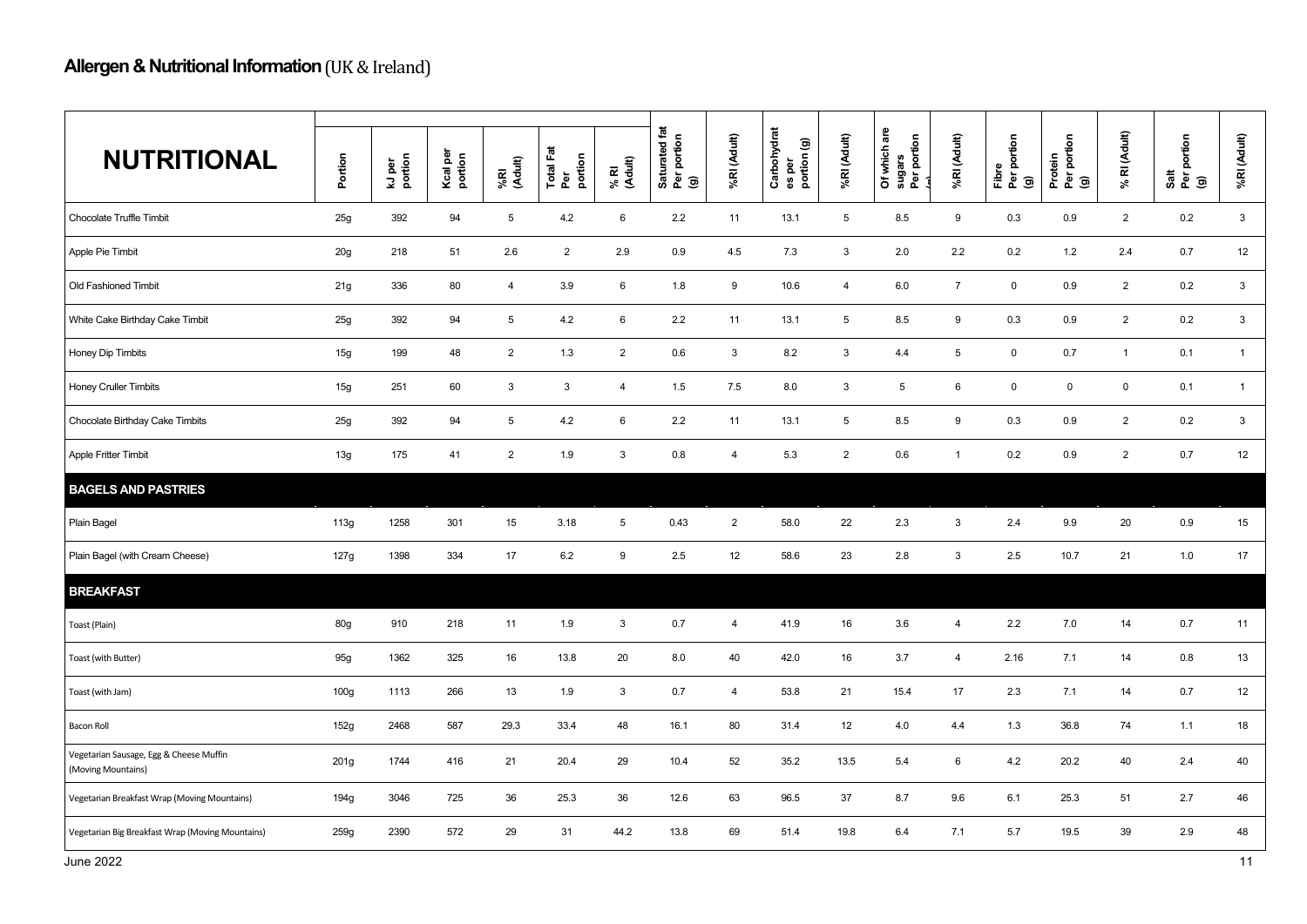## **Allergen & Nutritional Information** (UK & Ireland)

| NUTRITIONAL | Portion | kJ per portion | Kcal per portion | %RI (Adult) | Total Fat Per portion | % RI (Adult) | Saturated fat Per portion (g) | %RI (Adult) | Carbohydrates per portion (g) | %RI (Adult) | Of which are sugars Per portion (g) | %RI (Adult) | Fibre Per portion (g) | Protein Per portion (g) | % RI (Adult) | Salt Per portion (g) | %RI (Adult) |
|---|---|---|---|---|---|---|---|---|---|---|---|---|---|---|---|---|---|
| Chocolate Truffle Timbit | 25g | 392 | 94 | 5 | 4.2 | 6 | 2.2 | 11 | 13.1 | 5 | 8.5 | 9 | 0.3 | 0.9 | 2 | 0.2 | 3 |
| Apple Pie Timbit | 20g | 218 | 51 | 2.6 | 2 | 2.9 | 0.9 | 4.5 | 7.3 | 3 | 2.0 | 2.2 | 0.2 | 1.2 | 2.4 | 0.7 | 12 |
| Old Fashioned Timbit | 21g | 336 | 80 | 4 | 3.9 | 6 | 1.8 | 9 | 10.6 | 4 | 6.0 | 7 | 0 | 0.9 | 2 | 0.2 | 3 |
| White Cake Birthday Cake Timbit | 25g | 392 | 94 | 5 | 4.2 | 6 | 2.2 | 11 | 13.1 | 5 | 8.5 | 9 | 0.3 | 0.9 | 2 | 0.2 | 3 |
| Honey Dip Timbits | 15g | 199 | 48 | 2 | 1.3 | 2 | 0.6 | 3 | 8.2 | 3 | 4.4 | 5 | 0 | 0.7 | 1 | 0.1 | 1 |
| Honey Cruller Timbits | 15g | 251 | 60 | 3 | 3 | 4 | 1.5 | 7.5 | 8.0 | 3 | 5 | 6 | 0 | 0 | 0 | 0.1 | 1 |
| Chocolate Birthday Cake Timbits | 25g | 392 | 94 | 5 | 4.2 | 6 | 2.2 | 11 | 13.1 | 5 | 8.5 | 9 | 0.3 | 0.9 | 2 | 0.2 | 3 |
| Apple Fritter Timbit | 13g | 175 | 41 | 2 | 1.9 | 3 | 0.8 | 4 | 5.3 | 2 | 0.6 | 1 | 0.2 | 0.9 | 2 | 0.7 | 12 |
| **BAGELS AND PASTRIES** | | | | | | | | | | | | | | | | | |
| Plain Bagel | 113g | 1258 | 301 | 15 | 3.18 | 5 | 0.43 | 2 | 58.0 | 22 | 2.3 | 3 | 2.4 | 9.9 | 20 | 0.9 | 15 |
| Plain Bagel (with Cream Cheese) | 127g | 1398 | 334 | 17 | 6.2 | 9 | 2.5 | 12 | 58.6 | 23 | 2.8 | 3 | 2.5 | 10.7 | 21 | 1.0 | 17 |
| **BREAKFAST** | | | | | | | | | | | | | | | | | |
| Toast (Plain) | 80g | 910 | 218 | 11 | 1.9 | 3 | 0.7 | 4 | 41.9 | 16 | 3.6 | 4 | 2.2 | 7.0 | 14 | 0.7 | 11 |
| Toast (with Butter) | 95g | 1362 | 325 | 16 | 13.8 | 20 | 8.0 | 40 | 42.0 | 16 | 3.7 | 4 | 2.16 | 7.1 | 14 | 0.8 | 13 |
| Toast (with Jam) | 100g | 1113 | 266 | 13 | 1.9 | 3 | 0.7 | 4 | 53.8 | 21 | 15.4 | 17 | 2.3 | 7.1 | 14 | 0.7 | 12 |
| Bacon Roll | 152g | 2468 | 587 | 29.3 | 33.4 | 48 | 16.1 | 80 | 31.4 | 12 | 4.0 | 4.4 | 1.3 | 36.8 | 74 | 1.1 | 18 |
| Vegetarian Sausage, Egg & Cheese Muffin (Moving Mountains) | 201g | 1744 | 416 | 21 | 20.4 | 29 | 10.4 | 52 | 35.2 | 13.5 | 5.4 | 6 | 4.2 | 20.2 | 40 | 2.4 | 40 |
| Vegetarian Breakfast Wrap (Moving Mountains) | 194g | 3046 | 725 | 36 | 25.3 | 36 | 12.6 | 63 | 96.5 | 37 | 8.7 | 9.6 | 6.1 | 25.3 | 51 | 2.7 | 46 |
| Vegetarian Big Breakfast Wrap (Moving Mountains) | 259g | 2390 | 572 | 29 | 31 | 44.2 | 13.8 | 69 | 51.4 | 19.8 | 6.4 | 7.1 | 5.7 | 19.5 | 39 | 2.9 | 48 |

June 2022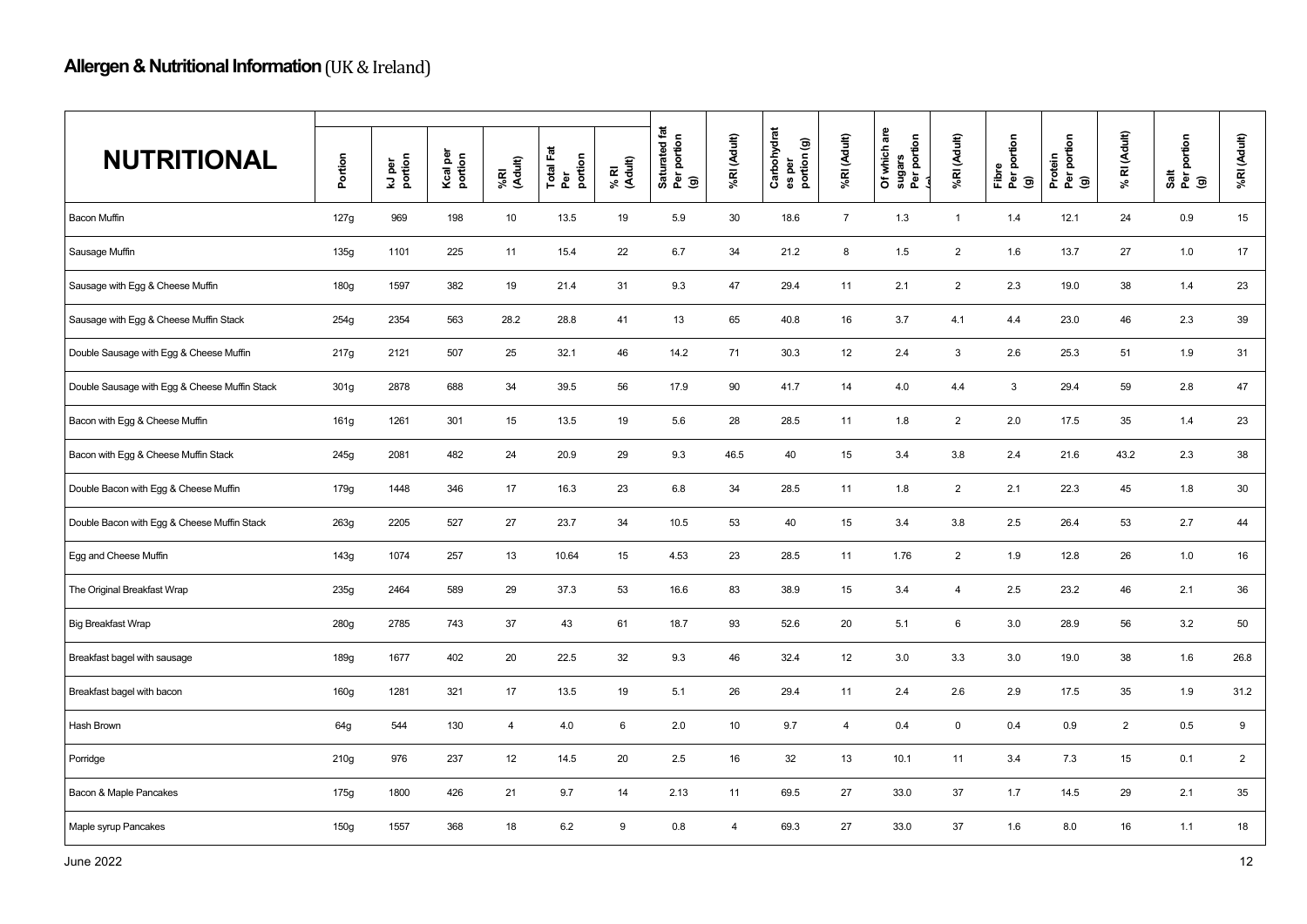## **Allergen & Nutritional Information** (UK & Ireland)

| NUTRITIONAL | Portion | kJ per portion | Kcal per portion | %RI (Adult) | Total Fat Per portion | % RI (Adult) | Saturated fat Per portion (g) | %RI (Adult) | Carbohydrates per portion (g) | %RI (Adult) | Of which are sugars Per portion (g) | %RI (Adult) | Fibre Per portion (g) | Protein Per portion (g) | % RI (Adult) | Salt Per portion (g) | %RI (Adult) |
|---|---|---|---|---|---|---|---|---|---|---|---|---|---|---|---|---|---|
| Bacon Muffin | 127g | 969 | 198 | 10 | 13.5 | 19 | 5.9 | 30 | 18.6 | 7 | 1.3 | 1 | 1.4 | 12.1 | 24 | 0.9 | 15 |
| Sausage Muffin | 135g | 1101 | 225 | 11 | 15.4 | 22 | 6.7 | 34 | 21.2 | 8 | 1.5 | 2 | 1.6 | 13.7 | 27 | 1.0 | 17 |
| Sausage with Egg & Cheese Muffin | 180g | 1597 | 382 | 19 | 21.4 | 31 | 9.3 | 47 | 29.4 | 11 | 2.1 | 2 | 2.3 | 19.0 | 38 | 1.4 | 23 |
| Sausage with Egg & Cheese Muffin Stack | 254g | 2354 | 563 | 28.2 | 28.8 | 41 | 13 | 65 | 40.8 | 16 | 3.7 | 4.1 | 4.4 | 23.0 | 46 | 2.3 | 39 |
| Double Sausage with Egg & Cheese Muffin | 217g | 2121 | 507 | 25 | 32.1 | 46 | 14.2 | 71 | 30.3 | 12 | 2.4 | 3 | 2.6 | 25.3 | 51 | 1.9 | 31 |
| Double Sausage with Egg & Cheese Muffin Stack | 301g | 2878 | 688 | 34 | 39.5 | 56 | 17.9 | 90 | 41.7 | 14 | 4.0 | 4.4 | 3 | 29.4 | 59 | 2.8 | 47 |
| Bacon with Egg & Cheese Muffin | 161g | 1261 | 301 | 15 | 13.5 | 19 | 5.6 | 28 | 28.5 | 11 | 1.8 | 2 | 2.0 | 17.5 | 35 | 1.4 | 23 |
| Bacon with Egg & Cheese Muffin Stack | 245g | 2081 | 482 | 24 | 20.9 | 29 | 9.3 | 46.5 | 40 | 15 | 3.4 | 3.8 | 2.4 | 21.6 | 43.2 | 2.3 | 38 |
| Double Bacon with Egg & Cheese Muffin | 179g | 1448 | 346 | 17 | 16.3 | 23 | 6.8 | 34 | 28.5 | 11 | 1.8 | 2 | 2.1 | 22.3 | 45 | 1.8 | 30 |
| Double Bacon with Egg & Cheese Muffin Stack | 263g | 2205 | 527 | 27 | 23.7 | 34 | 10.5 | 53 | 40 | 15 | 3.4 | 3.8 | 2.5 | 26.4 | 53 | 2.7 | 44 |
| Egg and Cheese Muffin | 143g | 1074 | 257 | 13 | 10.64 | 15 | 4.53 | 23 | 28.5 | 11 | 1.76 | 2 | 1.9 | 12.8 | 26 | 1.0 | 16 |
| The Original Breakfast Wrap | 235g | 2464 | 589 | 29 | 37.3 | 53 | 16.6 | 83 | 38.9 | 15 | 3.4 | 4 | 2.5 | 23.2 | 46 | 2.1 | 36 |
| Big Breakfast Wrap | 280g | 2785 | 743 | 37 | 43 | 61 | 18.7 | 93 | 52.6 | 20 | 5.1 | 6 | 3.0 | 28.9 | 56 | 3.2 | 50 |
| Breakfast bagel with sausage | 189g | 1677 | 402 | 20 | 22.5 | 32 | 9.3 | 46 | 32.4 | 12 | 3.0 | 3.3 | 3.0 | 19.0 | 38 | 1.6 | 26.8 |
| Breakfast bagel with bacon | 160g | 1281 | 321 | 17 | 13.5 | 19 | 5.1 | 26 | 29.4 | 11 | 2.4 | 2.6 | 2.9 | 17.5 | 35 | 1.9 | 31.2 |
| Hash Brown | 64g | 544 | 130 | 4 | 4.0 | 6 | 2.0 | 10 | 9.7 | 4 | 0.4 | 0 | 0.4 | 0.9 | 2 | 0.5 | 9 |
| Porridge | 210g | 976 | 237 | 12 | 14.5 | 20 | 2.5 | 16 | 32 | 13 | 10.1 | 11 | 3.4 | 7.3 | 15 | 0.1 | 2 |
| Bacon & Maple Pancakes | 175g | 1800 | 426 | 21 | 9.7 | 14 | 2.13 | 11 | 69.5 | 27 | 33.0 | 37 | 1.7 | 14.5 | 29 | 2.1 | 35 |
| Maple syrup Pancakes | 150g | 1557 | 368 | 18 | 6.2 | 9 | 0.8 | 4 | 69.3 | 27 | 33.0 | 37 | 1.6 | 8.0 | 16 | 1.1 | 18 |

June 2022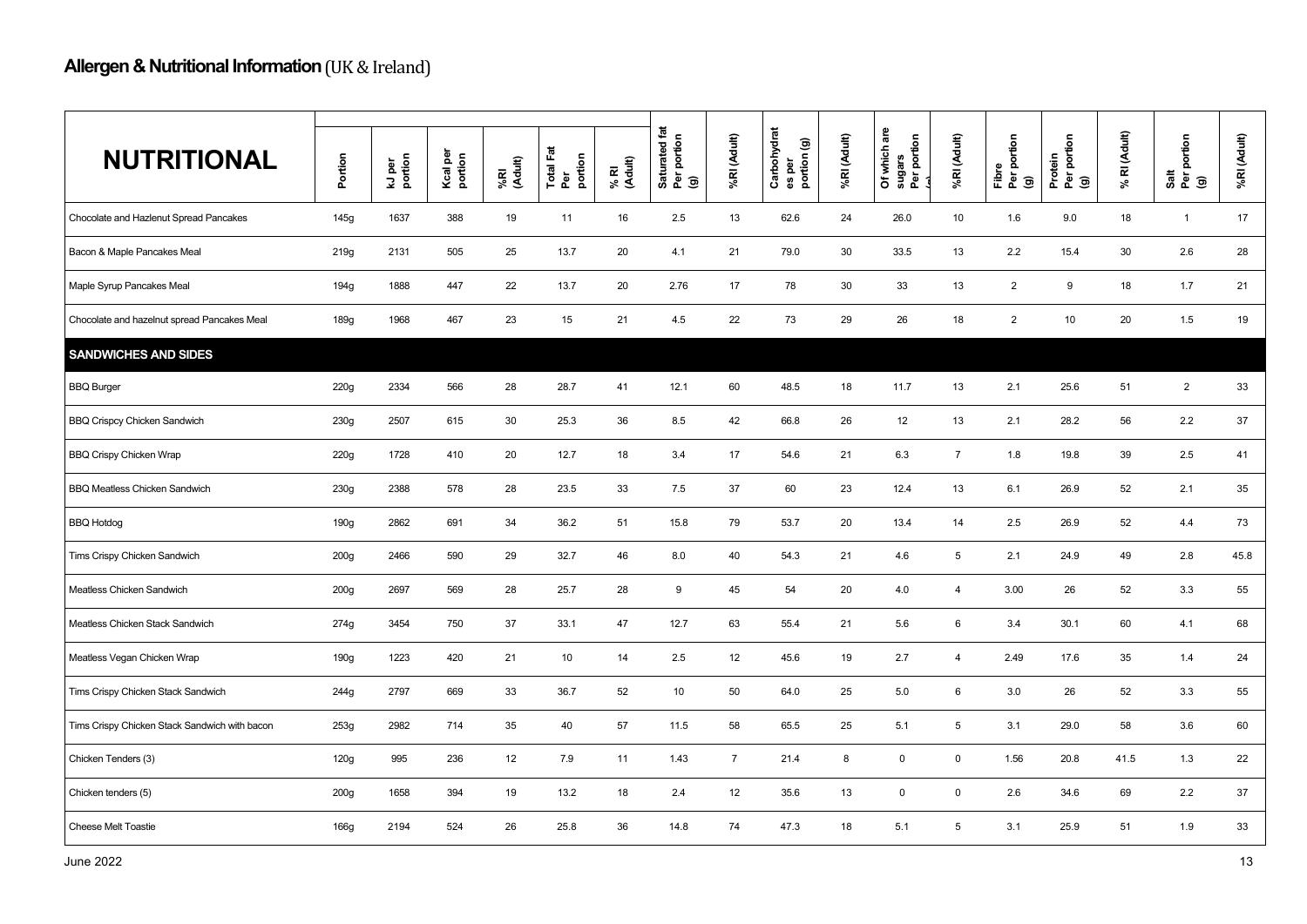# Allergen & Nutritional Information (UK & Ireland)

| NUTRITIONAL | Portion | kJ per portion | Kcal per portion | %RI (Adult) | Total Fat Per portion | % RI (Adult) | Saturated fat Per portion (g) | %RI (Adult) | Carbohydrates per portion (g) | %RI (Adult) | Of which are sugars Per portion (g) | %RI (Adult) | Fibre Per portion (g) | Protein Per portion (g) | % RI (Adult) | Salt Per portion (g) | %RI (Adult) |
|---|---|---|---|---|---|---|---|---|---|---|---|---|---|---|---|---|---|
| Chocolate and Hazlenut Spread Pancakes | 145g | 1637 | 388 | 19 | 11 | 16 | 2.5 | 13 | 62.6 | 24 | 26.0 | 10 | 1.6 | 9.0 | 18 | 1 | 17 |
| Bacon & Maple Pancakes Meal | 219g | 2131 | 505 | 25 | 13.7 | 20 | 4.1 | 21 | 79.0 | 30 | 33.5 | 13 | 2.2 | 15.4 | 30 | 2.6 | 28 |
| Maple Syrup Pancakes Meal | 194g | 1888 | 447 | 22 | 13.7 | 20 | 2.76 | 17 | 78 | 30 | 33 | 13 | 2 | 9 | 18 | 1.7 | 21 |
| Chocolate and hazelnut spread Pancakes Meal | 189g | 1968 | 467 | 23 | 15 | 21 | 4.5 | 22 | 73 | 29 | 26 | 18 | 2 | 10 | 20 | 1.5 | 19 |
| **SANDWICHES AND SIDES** | | | | | | | | | | | | | | | | | |
| BBQ Burger | 220g | 2334 | 566 | 28 | 28.7 | 41 | 12.1 | 60 | 48.5 | 18 | 11.7 | 13 | 2.1 | 25.6 | 51 | 2 | 33 |
| BBQ Crispcy Chicken Sandwich | 230g | 2507 | 615 | 30 | 25.3 | 36 | 8.5 | 42 | 66.8 | 26 | 12 | 13 | 2.1 | 28.2 | 56 | 2.2 | 37 |
| BBQ Crispy Chicken Wrap | 220g | 1728 | 410 | 20 | 12.7 | 18 | 3.4 | 17 | 54.6 | 21 | 6.3 | 7 | 1.8 | 19.8 | 39 | 2.5 | 41 |
| BBQ Meatless Chicken Sandwich | 230g | 2388 | 578 | 28 | 23.5 | 33 | 7.5 | 37 | 60 | 23 | 12.4 | 13 | 6.1 | 26.9 | 52 | 2.1 | 35 |
| BBQ Hotdog | 190g | 2862 | 691 | 34 | 36.2 | 51 | 15.8 | 79 | 53.7 | 20 | 13.4 | 14 | 2.5 | 26.9 | 52 | 4.4 | 73 |
| Tims Crispy Chicken Sandwich | 200g | 2466 | 590 | 29 | 32.7 | 46 | 8.0 | 40 | 54.3 | 21 | 4.6 | 5 | 2.1 | 24.9 | 49 | 2.8 | 45.8 |
| Meatless Chicken Sandwich | 200g | 2697 | 569 | 28 | 25.7 | 28 | 9 | 45 | 54 | 20 | 4.0 | 4 | 3.00 | 26 | 52 | 3.3 | 55 |
| Meatless Chicken Stack Sandwich | 274g | 3454 | 750 | 37 | 33.1 | 47 | 12.7 | 63 | 55.4 | 21 | 5.6 | 6 | 3.4 | 30.1 | 60 | 4.1 | 68 |
| Meatless Vegan Chicken Wrap | 190g | 1223 | 420 | 21 | 10 | 14 | 2.5 | 12 | 45.6 | 19 | 2.7 | 4 | 2.49 | 17.6 | 35 | 1.4 | 24 |
| Tims Crispy Chicken Stack Sandwich | 244g | 2797 | 669 | 33 | 36.7 | 52 | 10 | 50 | 64.0 | 25 | 5.0 | 6 | 3.0 | 26 | 52 | 3.3 | 55 |
| Tims Crispy Chicken Stack Sandwich with bacon | 253g | 2982 | 714 | 35 | 40 | 57 | 11.5 | 58 | 65.5 | 25 | 5.1 | 5 | 3.1 | 29.0 | 58 | 3.6 | 60 |
| Chicken Tenders (3) | 120g | 995 | 236 | 12 | 7.9 | 11 | 1.43 | 7 | 21.4 | 8 | 0 | 0 | 1.56 | 20.8 | 41.5 | 1.3 | 22 |
| Chicken tenders (5) | 200g | 1658 | 394 | 19 | 13.2 | 18 | 2.4 | 12 | 35.6 | 13 | 0 | 0 | 2.6 | 34.6 | 69 | 2.2 | 37 |
| Cheese Melt Toastie | 166g | 2194 | 524 | 26 | 25.8 | 36 | 14.8 | 74 | 47.3 | 18 | 5.1 | 5 | 3.1 | 25.9 | 51 | 1.9 | 33 |

June 2022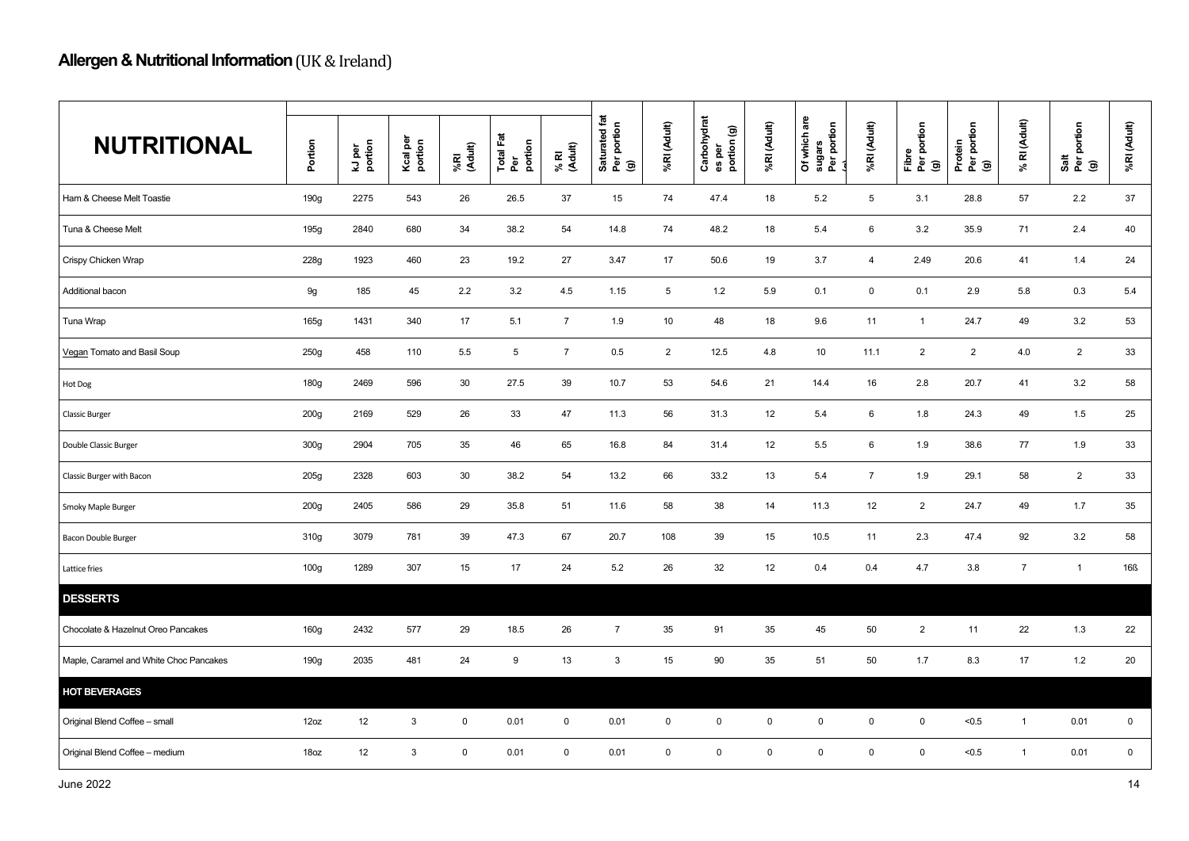# **Allergen & Nutritional Information** (UK & Ireland)

| NUTRITIONAL | Portion | kJ per portion | Kcal per portion | %RI (Adult) | Total Fat Per portion | % RI (Adult) | Saturated fat Per portion (g) | %RI (Adult) | Carbohydrates per portion (g) | %RI (Adult) | Of which are sugars Per portion (g) | %RI (Adult) | Fibre Per portion (g) | Protein Per portion (g) | % RI (Adult) | Salt Per portion (g) | %RI (Adult) |
|---|---|---|---|---|---|---|---|---|---|---|---|---|---|---|---|---|---|
| Ham & Cheese Melt Toastie | 190g | 2275 | 543 | 26 | 26.5 | 37 | 15 | 74 | 47.4 | 18 | 5.2 | 5 | 3.1 | 28.8 | 57 | 2.2 | 37 |
| Tuna & Cheese Melt | 195g | 2840 | 680 | 34 | 38.2 | 54 | 14.8 | 74 | 48.2 | 18 | 5.4 | 6 | 3.2 | 35.9 | 71 | 2.4 | 40 |
| Crispy Chicken Wrap | 228g | 1923 | 460 | 23 | 19.2 | 27 | 3.47 | 17 | 50.6 | 19 | 3.7 | 4 | 2.49 | 20.6 | 41 | 1.4 | 24 |
| Additional bacon | 9g | 185 | 45 | 2.2 | 3.2 | 4.5 | 1.15 | 5 | 1.2 | 5.9 | 0.1 | 0 | 0.1 | 2.9 | 5.8 | 0.3 | 5.4 |
| Tuna Wrap | 165g | 1431 | 340 | 17 | 5.1 | 7 | 1.9 | 10 | 48 | 18 | 9.6 | 11 | 1 | 24.7 | 49 | 3.2 | 53 |
| Vegan Tomato and Basil Soup | 250g | 458 | 110 | 5.5 | 5 | 7 | 0.5 | 2 | 12.5 | 4.8 | 10 | 11.1 | 2 | 2 | 4.0 | 2 | 33 |
| Hot Dog | 180g | 2469 | 596 | 30 | 27.5 | 39 | 10.7 | 53 | 54.6 | 21 | 14.4 | 16 | 2.8 | 20.7 | 41 | 3.2 | 58 |
| Classic Burger | 200g | 2169 | 529 | 26 | 33 | 47 | 11.3 | 56 | 31.3 | 12 | 5.4 | 6 | 1.8 | 24.3 | 49 | 1.5 | 25 |
| Double Classic Burger | 300g | 2904 | 705 | 35 | 46 | 65 | 16.8 | 84 | 31.4 | 12 | 5.5 | 6 | 1.9 | 38.6 | 77 | 1.9 | 33 |
| Classic Burger with Bacon | 205g | 2328 | 603 | 30 | 38.2 | 54 | 13.2 | 66 | 33.2 | 13 | 5.4 | 7 | 1.9 | 29.1 | 58 | 2 | 33 |
| Smoky Maple Burger | 200g | 2405 | 586 | 29 | 35.8 | 51 | 11.6 | 58 | 38 | 14 | 11.3 | 12 | 2 | 24.7 | 49 | 1.7 | 35 |
| Bacon Double Burger | 310g | 3079 | 781 | 39 | 47.3 | 67 | 20.7 | 108 | 39 | 15 | 10.5 | 11 | 2.3 | 47.4 | 92 | 3.2 | 58 |
| Lattice fries | 100g | 1289 | 307 | 15 | 17 | 24 | 5.2 | 26 | 32 | 12 | 0.4 | 0.4 | 4.7 | 3.8 | 7 | 1 | 16ß |
| **DESSERTS** | | | | | | | | | | | | | | | | | |
| Chocolate & Hazelnut Oreo Pancakes | 160g | 2432 | 577 | 29 | 18.5 | 26 | 7 | 35 | 91 | 35 | 45 | 50 | 2 | 11 | 22 | 1.3 | 22 |
| Maple, Caramel and White Choc Pancakes | 190g | 2035 | 481 | 24 | 9 | 13 | 3 | 15 | 90 | 35 | 51 | 50 | 1.7 | 8.3 | 17 | 1.2 | 20 |
| **HOT BEVERAGES** | | | | | | | | | | | | | | | | | |
| Original Blend Coffee – small | 12oz | 12 | 3 | 0 | 0.01 | 0 | 0.01 | 0 | 0 | 0 | 0 | 0 | 0 | <0.5 | 1 | 0.01 | 0 |
| Original Blend Coffee – medium | 18oz | 12 | 3 | 0 | 0.01 | 0 | 0.01 | 0 | 0 | 0 | 0 | 0 | 0 | <0.5 | 1 | 0.01 | 0 |

June 2022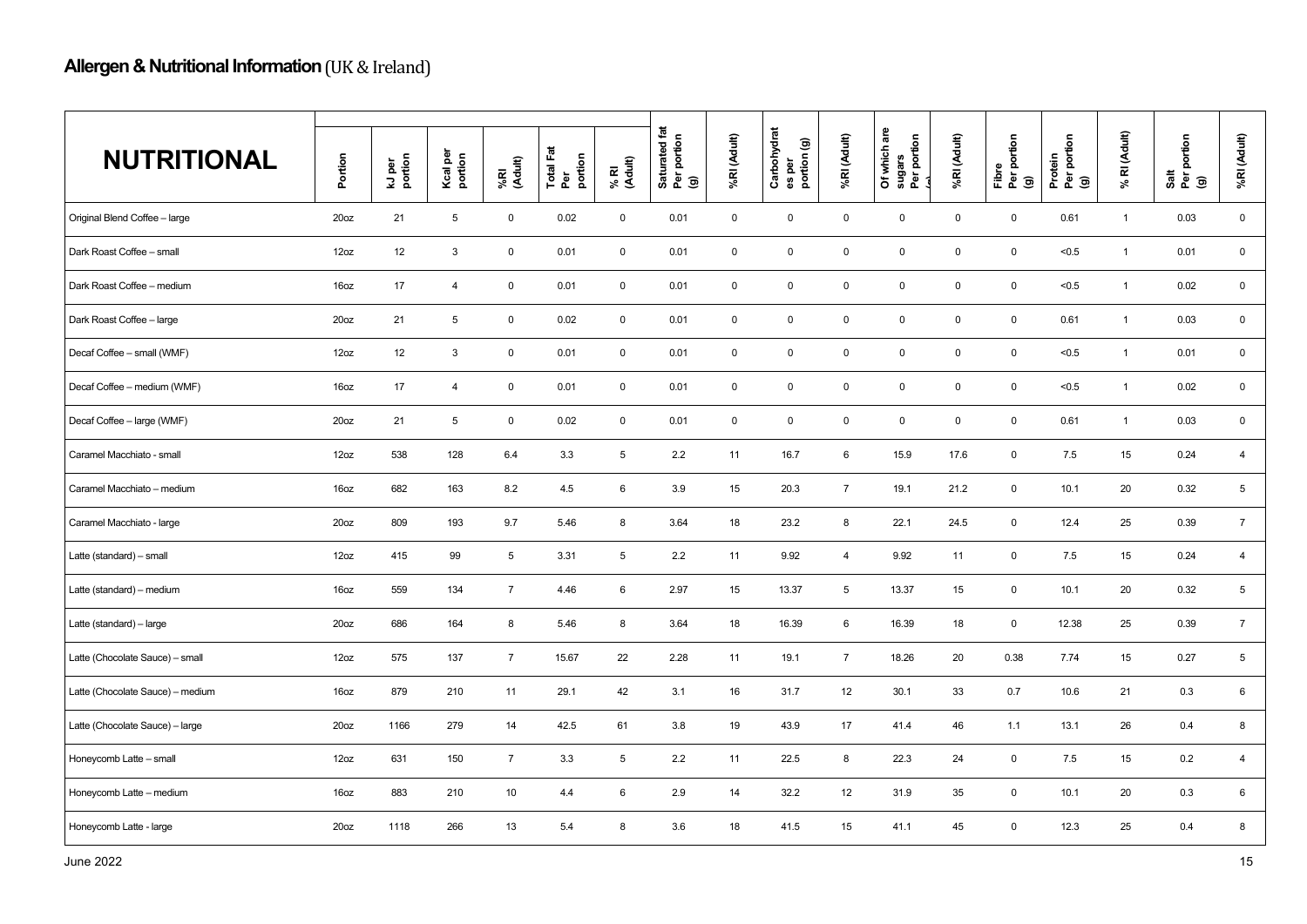**Allergen & Nutritional Information** (UK & Ireland)

| NUTRITIONAL | Portion | kJ per portion | Kcal per portion | %RI (Adult) | Total Fat Per portion | % RI (Adult) | Saturated fat Per portion (g) | %RI (Adult) | Carbohydrates per portion (g) | %RI (Adult) | Of which are sugars Per portion (g) | %RI (Adult) | Fibre Per portion (g) | Protein Per portion (g) | % RI (Adult) | Salt Per portion (g) | %RI (Adult) |
|---|---|---|---|---|---|---|---|---|---|---|---|---|---|---|---|---|---|
| Original Blend Coffee – large | 20oz | 21 | 5 | 0 | 0.02 | 0 | 0.01 | 0 | 0 | 0 | 0 | 0 | 0 | 0.61 | 1 | 0.03 | 0 |
| Dark Roast Coffee – small | 12oz | 12 | 3 | 0 | 0.01 | 0 | 0.01 | 0 | 0 | 0 | 0 | 0 | 0 | <0.5 | 1 | 0.01 | 0 |
| Dark Roast Coffee – medium | 16oz | 17 | 4 | 0 | 0.01 | 0 | 0.01 | 0 | 0 | 0 | 0 | 0 | 0 | <0.5 | 1 | 0.02 | 0 |
| Dark Roast Coffee – large | 20oz | 21 | 5 | 0 | 0.02 | 0 | 0.01 | 0 | 0 | 0 | 0 | 0 | 0 | 0.61 | 1 | 0.03 | 0 |
| Decaf Coffee – small (WMF) | 12oz | 12 | 3 | 0 | 0.01 | 0 | 0.01 | 0 | 0 | 0 | 0 | 0 | 0 | <0.5 | 1 | 0.01 | 0 |
| Decaf Coffee – medium (WMF) | 16oz | 17 | 4 | 0 | 0.01 | 0 | 0.01 | 0 | 0 | 0 | 0 | 0 | 0 | <0.5 | 1 | 0.02 | 0 |
| Decaf Coffee – large (WMF) | 20oz | 21 | 5 | 0 | 0.02 | 0 | 0.01 | 0 | 0 | 0 | 0 | 0 | 0 | 0.61 | 1 | 0.03 | 0 |
| Caramel Macchiato - small | 12oz | 538 | 128 | 6.4 | 3.3 | 5 | 2.2 | 11 | 16.7 | 6 | 15.9 | 17.6 | 0 | 7.5 | 15 | 0.24 | 4 |
| Caramel Macchiato – medium | 16oz | 682 | 163 | 8.2 | 4.5 | 6 | 3.9 | 15 | 20.3 | 7 | 19.1 | 21.2 | 0 | 10.1 | 20 | 0.32 | 5 |
| Caramel Macchiato - large | 20oz | 809 | 193 | 9.7 | 5.46 | 8 | 3.64 | 18 | 23.2 | 8 | 22.1 | 24.5 | 0 | 12.4 | 25 | 0.39 | 7 |
| Latte (standard) – small | 12oz | 415 | 99 | 5 | 3.31 | 5 | 2.2 | 11 | 9.92 | 4 | 9.92 | 11 | 0 | 7.5 | 15 | 0.24 | 4 |
| Latte (standard) – medium | 16oz | 559 | 134 | 7 | 4.46 | 6 | 2.97 | 15 | 13.37 | 5 | 13.37 | 15 | 0 | 10.1 | 20 | 0.32 | 5 |
| Latte (standard) – large | 20oz | 686 | 164 | 8 | 5.46 | 8 | 3.64 | 18 | 16.39 | 6 | 16.39 | 18 | 0 | 12.38 | 25 | 0.39 | 7 |
| Latte (Chocolate Sauce) – small | 12oz | 575 | 137 | 7 | 15.67 | 22 | 2.28 | 11 | 19.1 | 7 | 18.26 | 20 | 0.38 | 7.74 | 15 | 0.27 | 5 |
| Latte (Chocolate Sauce) – medium | 16oz | 879 | 210 | 11 | 29.1 | 42 | 3.1 | 16 | 31.7 | 12 | 30.1 | 33 | 0.7 | 10.6 | 21 | 0.3 | 6 |
| Latte (Chocolate Sauce) – large | 20oz | 1166 | 279 | 14 | 42.5 | 61 | 3.8 | 19 | 43.9 | 17 | 41.4 | 46 | 1.1 | 13.1 | 26 | 0.4 | 8 |
| Honeycomb Latte – small | 12oz | 631 | 150 | 7 | 3.3 | 5 | 2.2 | 11 | 22.5 | 8 | 22.3 | 24 | 0 | 7.5 | 15 | 0.2 | 4 |
| Honeycomb Latte – medium | 16oz | 883 | 210 | 10 | 4.4 | 6 | 2.9 | 14 | 32.2 | 12 | 31.9 | 35 | 0 | 10.1 | 20 | 0.3 | 6 |
| Honeycomb Latte - large | 20oz | 1118 | 266 | 13 | 5.4 | 8 | 3.6 | 18 | 41.5 | 15 | 41.1 | 45 | 0 | 12.3 | 25 | 0.4 | 8 |

June 2022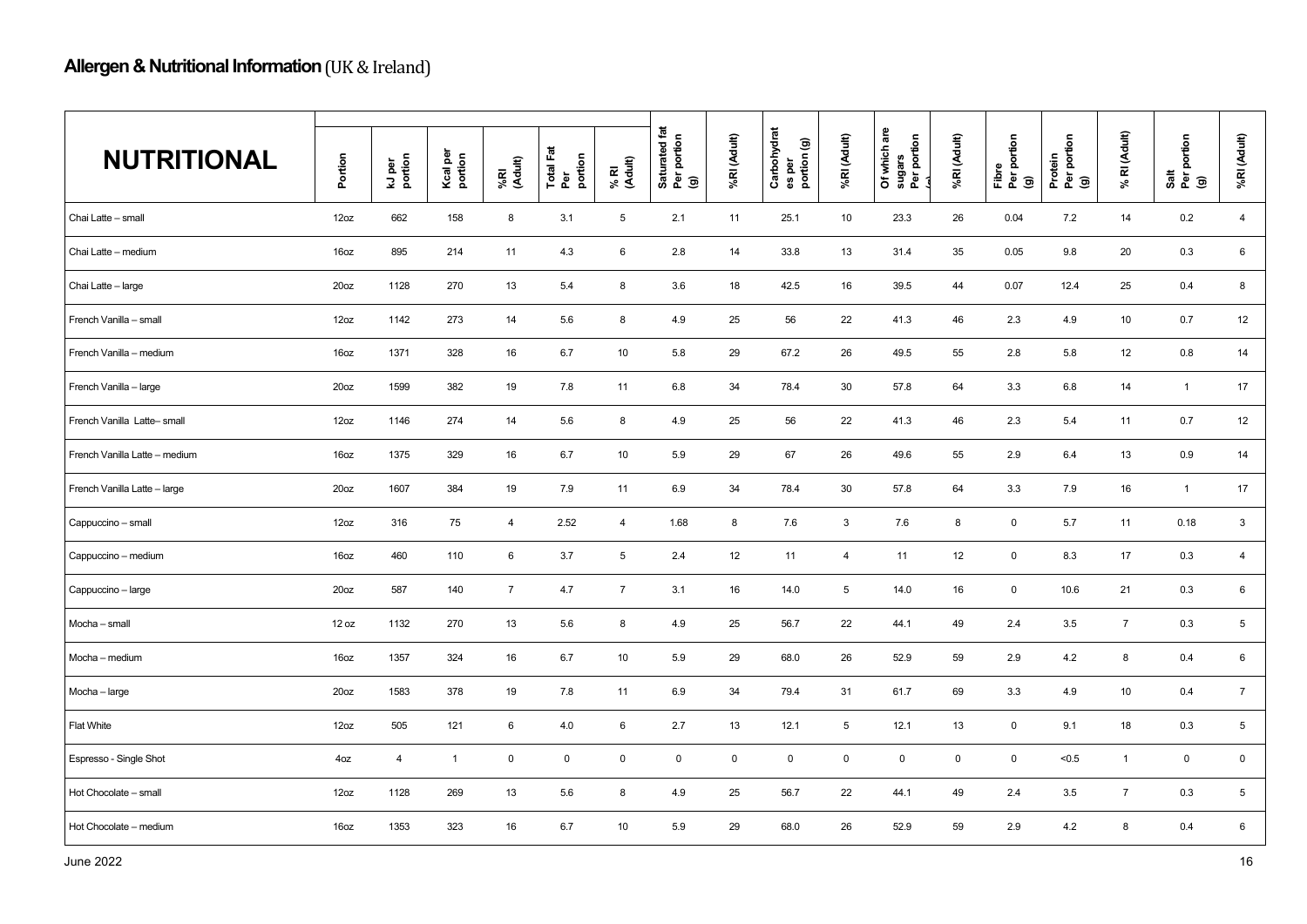## **Allergen & Nutritional Information** (UK & Ireland)

| NUTRITIONAL | Portion | kJ per portion | Kcal per portion | %RI (Adult) | Total Fat Per portion | % RI (Adult) | Saturated fat Per portion (g) | %RI (Adult) | Carbohydrates per portion (g) | %RI (Adult) | Of which are sugars Per portion (g) | %RI (Adult) | Fibre Per portion (g) | Protein Per portion (g) | % RI (Adult) | Salt Per portion (g) | %RI (Adult) |
|---|---|---|---|---|---|---|---|---|---|---|---|---|---|---|---|---|---|
| Chai Latte – small | 12oz | 662 | 158 | 8 | 3.1 | 5 | 2.1 | 11 | 25.1 | 10 | 23.3 | 26 | 0.04 | 7.2 | 14 | 0.2 | 4 |
| Chai Latte – medium | 16oz | 895 | 214 | 11 | 4.3 | 6 | 2.8 | 14 | 33.8 | 13 | 31.4 | 35 | 0.05 | 9.8 | 20 | 0.3 | 6 |
| Chai Latte – large | 20oz | 1128 | 270 | 13 | 5.4 | 8 | 3.6 | 18 | 42.5 | 16 | 39.5 | 44 | 0.07 | 12.4 | 25 | 0.4 | 8 |
| French Vanilla – small | 12oz | 1142 | 273 | 14 | 5.6 | 8 | 4.9 | 25 | 56 | 22 | 41.3 | 46 | 2.3 | 4.9 | 10 | 0.7 | 12 |
| French Vanilla – medium | 16oz | 1371 | 328 | 16 | 6.7 | 10 | 5.8 | 29 | 67.2 | 26 | 49.5 | 55 | 2.8 | 5.8 | 12 | 0.8 | 14 |
| French Vanilla – large | 20oz | 1599 | 382 | 19 | 7.8 | 11 | 6.8 | 34 | 78.4 | 30 | 57.8 | 64 | 3.3 | 6.8 | 14 | 1 | 17 |
| French Vanilla Latte– small | 12oz | 1146 | 274 | 14 | 5.6 | 8 | 4.9 | 25 | 56 | 22 | 41.3 | 46 | 2.3 | 5.4 | 11 | 0.7 | 12 |
| French Vanilla Latte – medium | 16oz | 1375 | 329 | 16 | 6.7 | 10 | 5.9 | 29 | 67 | 26 | 49.6 | 55 | 2.9 | 6.4 | 13 | 0.9 | 14 |
| French Vanilla Latte – large | 20oz | 1607 | 384 | 19 | 7.9 | 11 | 6.9 | 34 | 78.4 | 30 | 57.8 | 64 | 3.3 | 7.9 | 16 | 1 | 17 |
| Cappuccino – small | 12oz | 316 | 75 | 4 | 2.52 | 4 | 1.68 | 8 | 7.6 | 3 | 7.6 | 8 | 0 | 5.7 | 11 | 0.18 | 3 |
| Cappuccino – medium | 16oz | 460 | 110 | 6 | 3.7 | 5 | 2.4 | 12 | 11 | 4 | 11 | 12 | 0 | 8.3 | 17 | 0.3 | 4 |
| Cappuccino – large | 20oz | 587 | 140 | 7 | 4.7 | 7 | 3.1 | 16 | 14.0 | 5 | 14.0 | 16 | 0 | 10.6 | 21 | 0.3 | 6 |
| Mocha – small | 12 oz | 1132 | 270 | 13 | 5.6 | 8 | 4.9 | 25 | 56.7 | 22 | 44.1 | 49 | 2.4 | 3.5 | 7 | 0.3 | 5 |
| Mocha – medium | 16oz | 1357 | 324 | 16 | 6.7 | 10 | 5.9 | 29 | 68.0 | 26 | 52.9 | 59 | 2.9 | 4.2 | 8 | 0.4 | 6 |
| Mocha – large | 20oz | 1583 | 378 | 19 | 7.8 | 11 | 6.9 | 34 | 79.4 | 31 | 61.7 | 69 | 3.3 | 4.9 | 10 | 0.4 | 7 |
| Flat White | 12oz | 505 | 121 | 6 | 4.0 | 6 | 2.7 | 13 | 12.1 | 5 | 12.1 | 13 | 0 | 9.1 | 18 | 0.3 | 5 |
| Espresso - Single Shot | 4oz | 4 | 1 | 0 | 0 | 0 | 0 | 0 | 0 | 0 | 0 | 0 | 0 | <0.5 | 1 | 0 | 0 |
| Hot Chocolate – small | 12oz | 1128 | 269 | 13 | 5.6 | 8 | 4.9 | 25 | 56.7 | 22 | 44.1 | 49 | 2.4 | 3.5 | 7 | 0.3 | 5 |
| Hot Chocolate – medium | 16oz | 1353 | 323 | 16 | 6.7 | 10 | 5.9 | 29 | 68.0 | 26 | 52.9 | 59 | 2.9 | 4.2 | 8 | 0.4 | 6 |

June 2022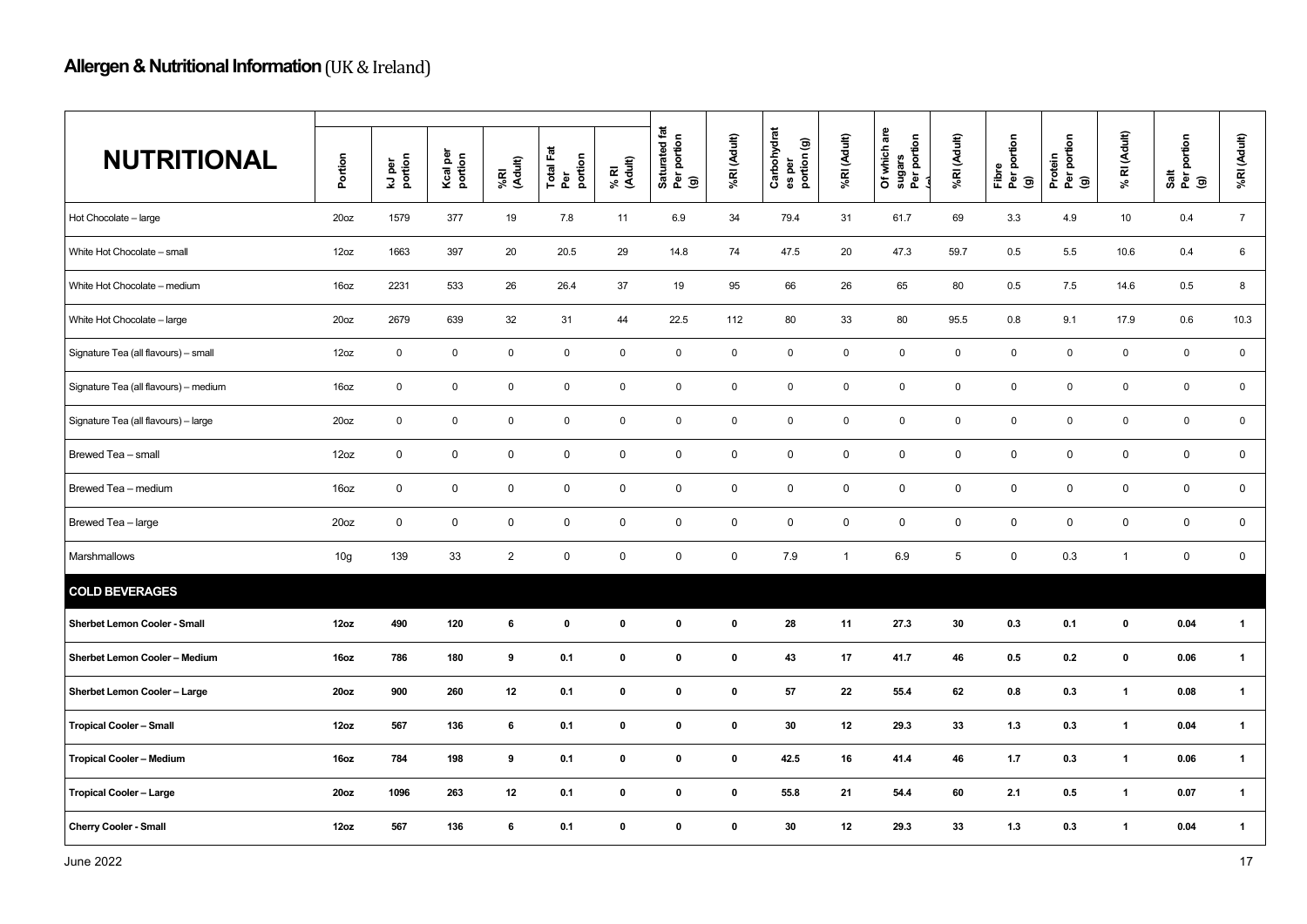# **Allergen & Nutritional Information** (UK & Ireland)

| NUTRITIONAL | Portion | kJ per portion | Kcal per portion | %RI (Adult) | Total Fat Per portion | % RI (Adult) | Saturated fat Per portion (g) | %RI (Adult) | Carbohydrates per portion (g) | %RI (Adult) | Of which are sugars Per portion (g) | %RI (Adult) | Fibre Per portion (g) | Protein Per portion (g) | % RI (Adult) | Salt Per portion (g) | %RI (Adult) |
|---|---|---|---|---|---|---|---|---|---|---|---|---|---|---|---|---|---|
| Hot Chocolate – large | 20oz | 1579 | 377 | 19 | 7.8 | 11 | 6.9 | 34 | 79.4 | 31 | 61.7 | 69 | 3.3 | 4.9 | 10 | 0.4 | 7 |
| White Hot Chocolate – small | 12oz | 1663 | 397 | 20 | 20.5 | 29 | 14.8 | 74 | 47.5 | 20 | 47.3 | 59.7 | 0.5 | 5.5 | 10.6 | 0.4 | 6 |
| White Hot Chocolate – medium | 16oz | 2231 | 533 | 26 | 26.4 | 37 | 19 | 95 | 66 | 26 | 65 | 80 | 0.5 | 7.5 | 14.6 | 0.5 | 8 |
| White Hot Chocolate – large | 20oz | 2679 | 639 | 32 | 31 | 44 | 22.5 | 112 | 80 | 33 | 80 | 95.5 | 0.8 | 9.1 | 17.9 | 0.6 | 10.3 |
| Signature Tea (all flavours) – small | 12oz | 0 | 0 | 0 | 0 | 0 | 0 | 0 | 0 | 0 | 0 | 0 | 0 | 0 | 0 | 0 | 0 |
| Signature Tea (all flavours) – medium | 16oz | 0 | 0 | 0 | 0 | 0 | 0 | 0 | 0 | 0 | 0 | 0 | 0 | 0 | 0 | 0 | 0 |
| Signature Tea (all flavours) – large | 20oz | 0 | 0 | 0 | 0 | 0 | 0 | 0 | 0 | 0 | 0 | 0 | 0 | 0 | 0 | 0 | 0 |
| Brewed Tea – small | 12oz | 0 | 0 | 0 | 0 | 0 | 0 | 0 | 0 | 0 | 0 | 0 | 0 | 0 | 0 | 0 | 0 |
| Brewed Tea – medium | 16oz | 0 | 0 | 0 | 0 | 0 | 0 | 0 | 0 | 0 | 0 | 0 | 0 | 0 | 0 | 0 | 0 |
| Brewed Tea – large | 20oz | 0 | 0 | 0 | 0 | 0 | 0 | 0 | 0 | 0 | 0 | 0 | 0 | 0 | 0 | 0 | 0 |
| Marshmallows | 10g | 139 | 33 | 2 | 0 | 0 | 0 | 0 | 7.9 | 1 | 6.9 | 5 | 0 | 0.3 | 1 | 0 | 0 |
| **COLD BEVERAGES** | | | | | | | | | | | | | | | | | |
| **Sherbet Lemon Cooler - Small** | **12oz** | **490** | **120** | **6** | **0** | **0** | **0** | **0** | **28** | **11** | **27.3** | **30** | **0.3** | **0.1** | **0** | **0.04** | **1** |
| **Sherbet Lemon Cooler – Medium** | **16oz** | **786** | **180** | **9** | **0.1** | **0** | **0** | **0** | **43** | **17** | **41.7** | **46** | **0.5** | **0.2** | **0** | **0.06** | **1** |
| **Sherbet Lemon Cooler – Large** | **20oz** | **900** | **260** | **12** | **0.1** | **0** | **0** | **0** | **57** | **22** | **55.4** | **62** | **0.8** | **0.3** | **1** | **0.08** | **1** |
| **Tropical Cooler – Small** | **12oz** | **567** | **136** | **6** | **0.1** | **0** | **0** | **0** | **30** | **12** | **29.3** | **33** | **1.3** | **0.3** | **1** | **0.04** | **1** |
| **Tropical Cooler – Medium** | **16oz** | **784** | **198** | **9** | **0.1** | **0** | **0** | **0** | **42.5** | **16** | **41.4** | **46** | **1.7** | **0.3** | **1** | **0.06** | **1** |
| **Tropical Cooler – Large** | **20oz** | **1096** | **263** | **12** | **0.1** | **0** | **0** | **0** | **55.8** | **21** | **54.4** | **60** | **2.1** | **0.5** | **1** | **0.07** | **1** |
| **Cherry Cooler - Small** | **12oz** | **567** | **136** | **6** | **0.1** | **0** | **0** | **0** | **30** | **12** | **29.3** | **33** | **1.3** | **0.3** | **1** | **0.04** | **1** |

June 2022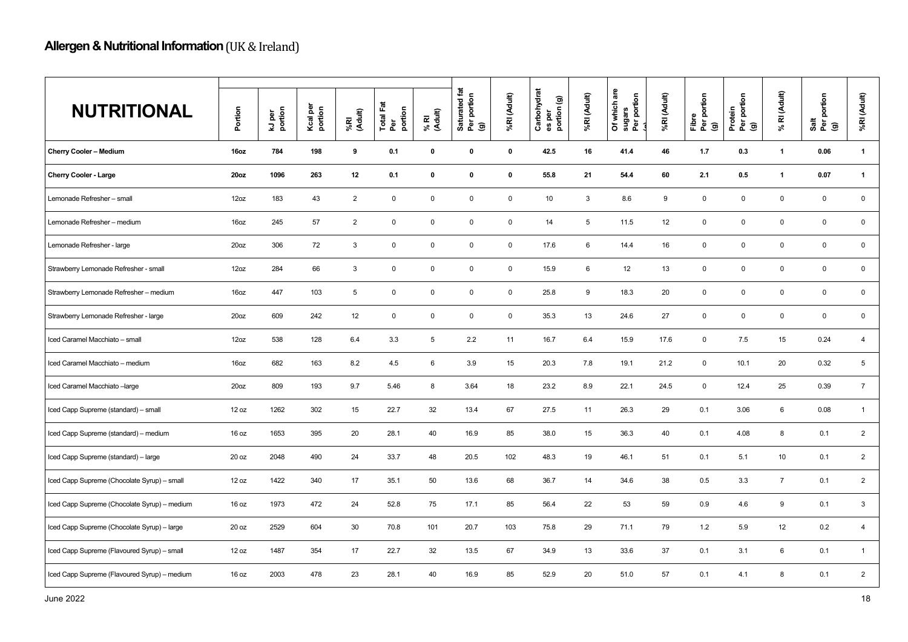**Allergen & Nutritional Information** (UK & Ireland)

| NUTRITIONAL | Portion | kJ per portion | Kcal per portion | %RI (Adult) | Total Fat Per portion | % RI (Adult) | Saturated fat Per portion (g) | %RI (Adult) | Carbohydrates per portion (g) | %RI (Adult) | Of which are sugars Per portion (g) | %RI (Adult) | Fibre Per portion (g) | Protein Per portion (g) | % RI (Adult) | Salt Per portion (g) | %RI (Adult) |
|---|---|---|---|---|---|---|---|---|---|---|---|---|---|---|---|---|---|
| **Cherry Cooler – Medium** | **16oz** | **784** | **198** | **9** | **0.1** | **0** | **0** | **0** | **42.5** | **16** | **41.4** | **46** | **1.7** | **0.3** | **1** | **0.06** | **1** |
| **Cherry Cooler - Large** | **20oz** | **1096** | **263** | **12** | **0.1** | **0** | **0** | **0** | **55.8** | **21** | **54.4** | **60** | **2.1** | **0.5** | **1** | **0.07** | **1** |
| Lemonade Refresher – small | 12oz | 183 | 43 | 2 | 0 | 0 | 0 | 0 | 10 | 3 | 8.6 | 9 | 0 | 0 | 0 | 0 | 0 |
| Lemonade Refresher – medium | 16oz | 245 | 57 | 2 | 0 | 0 | 0 | 0 | 14 | 5 | 11.5 | 12 | 0 | 0 | 0 | 0 | 0 |
| Lemonade Refresher - large | 20oz | 306 | 72 | 3 | 0 | 0 | 0 | 0 | 17.6 | 6 | 14.4 | 16 | 0 | 0 | 0 | 0 | 0 |
| Strawberry Lemonade Refresher - small | 12oz | 284 | 66 | 3 | 0 | 0 | 0 | 0 | 15.9 | 6 | 12 | 13 | 0 | 0 | 0 | 0 | 0 |
| Strawberry Lemonade Refresher – medium | 16oz | 447 | 103 | 5 | 0 | 0 | 0 | 0 | 25.8 | 9 | 18.3 | 20 | 0 | 0 | 0 | 0 | 0 |
| Strawberry Lemonade Refresher - large | 20oz | 609 | 242 | 12 | 0 | 0 | 0 | 0 | 35.3 | 13 | 24.6 | 27 | 0 | 0 | 0 | 0 | 0 |
| Iced Caramel Macchiato – small | 12oz | 538 | 128 | 6.4 | 3.3 | 5 | 2.2 | 11 | 16.7 | 6.4 | 15.9 | 17.6 | 0 | 7.5 | 15 | 0.24 | 4 |
| Iced Caramel Macchiato – medium | 16oz | 682 | 163 | 8.2 | 4.5 | 6 | 3.9 | 15 | 20.3 | 7.8 | 19.1 | 21.2 | 0 | 10.1 | 20 | 0.32 | 5 |
| Iced Caramel Macchiato –large | 20oz | 809 | 193 | 9.7 | 5.46 | 8 | 3.64 | 18 | 23.2 | 8.9 | 22.1 | 24.5 | 0 | 12.4 | 25 | 0.39 | 7 |
| Iced Capp Supreme (standard) – small | 12 oz | 1262 | 302 | 15 | 22.7 | 32 | 13.4 | 67 | 27.5 | 11 | 26.3 | 29 | 0.1 | 3.06 | 6 | 0.08 | 1 |
| Iced Capp Supreme (standard) – medium | 16 oz | 1653 | 395 | 20 | 28.1 | 40 | 16.9 | 85 | 38.0 | 15 | 36.3 | 40 | 0.1 | 4.08 | 8 | 0.1 | 2 |
| Iced Capp Supreme (standard) – large | 20 oz | 2048 | 490 | 24 | 33.7 | 48 | 20.5 | 102 | 48.3 | 19 | 46.1 | 51 | 0.1 | 5.1 | 10 | 0.1 | 2 |
| Iced Capp Supreme (Chocolate Syrup) – small | 12 oz | 1422 | 340 | 17 | 35.1 | 50 | 13.6 | 68 | 36.7 | 14 | 34.6 | 38 | 0.5 | 3.3 | 7 | 0.1 | 2 |
| Iced Capp Supreme (Chocolate Syrup) – medium | 16 oz | 1973 | 472 | 24 | 52.8 | 75 | 17.1 | 85 | 56.4 | 22 | 53 | 59 | 0.9 | 4.6 | 9 | 0.1 | 3 |
| Iced Capp Supreme (Chocolate Syrup) – large | 20 oz | 2529 | 604 | 30 | 70.8 | 101 | 20.7 | 103 | 75.8 | 29 | 71.1 | 79 | 1.2 | 5.9 | 12 | 0.2 | 4 |
| Iced Capp Supreme (Flavoured Syrup) – small | 12 oz | 1487 | 354 | 17 | 22.7 | 32 | 13.5 | 67 | 34.9 | 13 | 33.6 | 37 | 0.1 | 3.1 | 6 | 0.1 | 1 |
| Iced Capp Supreme (Flavoured Syrup) – medium | 16 oz | 2003 | 478 | 23 | 28.1 | 40 | 16.9 | 85 | 52.9 | 20 | 51.0 | 57 | 0.1 | 4.1 | 8 | 0.1 | 2 |

June 2022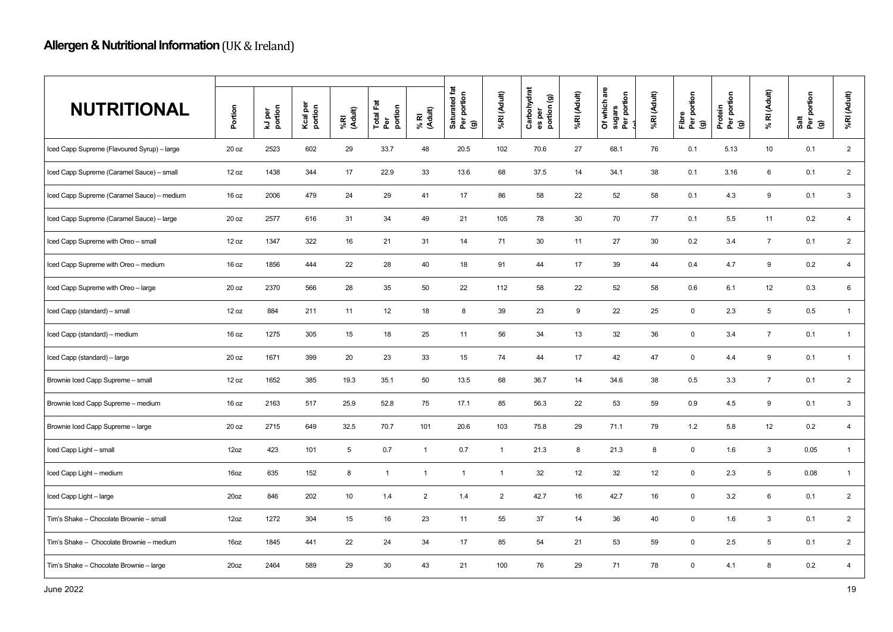**Allergen & Nutritional Information** (UK & Ireland)

| NUTRITIONAL | Portion | kJ per portion | Kcal per portion | %RI (Adult) | Total Fat Per portion | % RI (Adult) | Saturated fat Per portion (g) | %RI (Adult) | Carbohydrates per portion (g) | %RI (Adult) | Of which are sugars Per portion (g) | %RI (Adult) | Fibre Per portion (g) | Protein Per portion (g) | % RI (Adult) | Salt Per portion (g) | %RI (Adult) |
|---|---|---|---|---|---|---|---|---|---|---|---|---|---|---|---|---|---|
| Iced Capp Supreme (Flavoured Syrup) – large | 20 oz | 2523 | 602 | 29 | 33.7 | 48 | 20.5 | 102 | 70.6 | 27 | 68.1 | 76 | 0.1 | 5.13 | 10 | 0.1 | 2 |
| Iced Capp Supreme (Caramel Sauce) – small | 12 oz | 1438 | 344 | 17 | 22.9 | 33 | 13.6 | 68 | 37.5 | 14 | 34.1 | 38 | 0.1 | 3.16 | 6 | 0.1 | 2 |
| Iced Capp Supreme (Caramel Sauce) – medium | 16 oz | 2006 | 479 | 24 | 29 | 41 | 17 | 86 | 58 | 22 | 52 | 58 | 0.1 | 4.3 | 9 | 0.1 | 3 |
| Iced Capp Supreme (Caramel Sauce) – large | 20 oz | 2577 | 616 | 31 | 34 | 49 | 21 | 105 | 78 | 30 | 70 | 77 | 0.1 | 5.5 | 11 | 0.2 | 4 |
| Iced Capp Supreme with Oreo – small | 12 oz | 1347 | 322 | 16 | 21 | 31 | 14 | 71 | 30 | 11 | 27 | 30 | 0.2 | 3.4 | 7 | 0.1 | 2 |
| Iced Capp Supreme with Oreo – medium | 16 oz | 1856 | 444 | 22 | 28 | 40 | 18 | 91 | 44 | 17 | 39 | 44 | 0.4 | 4.7 | 9 | 0.2 | 4 |
| Iced Capp Supreme with Oreo – large | 20 oz | 2370 | 566 | 28 | 35 | 50 | 22 | 112 | 58 | 22 | 52 | 58 | 0.6 | 6.1 | 12 | 0.3 | 6 |
| Iced Capp (standard) – small | 12 oz | 884 | 211 | 11 | 12 | 18 | 8 | 39 | 23 | 9 | 22 | 25 | 0 | 2.3 | 5 | 0.5 | 1 |
| Iced Capp (standard) – medium | 16 oz | 1275 | 305 | 15 | 18 | 25 | 11 | 56 | 34 | 13 | 32 | 36 | 0 | 3.4 | 7 | 0.1 | 1 |
| Iced Capp (standard) – large | 20 oz | 1671 | 399 | 20 | 23 | 33 | 15 | 74 | 44 | 17 | 42 | 47 | 0 | 4.4 | 9 | 0.1 | 1 |
| Brownie Iced Capp Supreme – small | 12 oz | 1652 | 385 | 19.3 | 35.1 | 50 | 13.5 | 68 | 36.7 | 14 | 34.6 | 38 | 0.5 | 3.3 | 7 | 0.1 | 2 |
| Brownie Iced Capp Supreme – medium | 16 oz | 2163 | 517 | 25.9 | 52.8 | 75 | 17.1 | 85 | 56.3 | 22 | 53 | 59 | 0.9 | 4.5 | 9 | 0.1 | 3 |
| Brownie Iced Capp Supreme – large | 20 oz | 2715 | 649 | 32.5 | 70.7 | 101 | 20.6 | 103 | 75.8 | 29 | 71.1 | 79 | 1.2 | 5.8 | 12 | 0.2 | 4 |
| Iced Capp Light – small | 12oz | 423 | 101 | 5 | 0.7 | 1 | 0.7 | 1 | 21.3 | 8 | 21.3 | 8 | 0 | 1.6 | 3 | 0.05 | 1 |
| Iced Capp Light – medium | 16oz | 635 | 152 | 8 | 1 | 1 | 1 | 1 | 32 | 12 | 32 | 12 | 0 | 2.3 | 5 | 0.08 | 1 |
| Iced Capp Light – large | 20oz | 846 | 202 | 10 | 1.4 | 2 | 1.4 | 2 | 42.7 | 16 | 42.7 | 16 | 0 | 3.2 | 6 | 0.1 | 2 |
| Tim's Shake – Chocolate Brownie – small | 12oz | 1272 | 304 | 15 | 16 | 23 | 11 | 55 | 37 | 14 | 36 | 40 | 0 | 1.6 | 3 | 0.1 | 2 |
| Tim's Shake – Chocolate Brownie – medium | 16oz | 1845 | 441 | 22 | 24 | 34 | 17 | 85 | 54 | 21 | 53 | 59 | 0 | 2.5 | 5 | 0.1 | 2 |
| Tim's Shake – Chocolate Brownie – large | 20oz | 2464 | 589 | 29 | 30 | 43 | 21 | 100 | 76 | 29 | 71 | 78 | 0 | 4.1 | 8 | 0.2 | 4 |

June 2022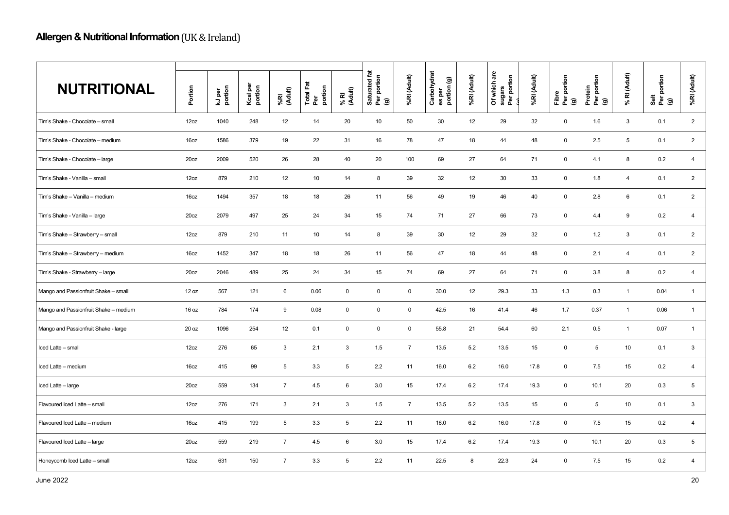**Allergen & Nutritional Information** (UK & Ireland)

| NUTRITIONAL | Portion | kJ per portion | Kcal per portion | %RI (Adult) | Total Fat Per portion | % RI (Adult) | Saturated fat Per portion (g) | %RI (Adult) | Carbohydrates per portion (g) | %RI (Adult) | Of which are sugars Per portion (g) | %RI (Adult) | Fibre Per portion (g) | Protein Per portion (g) | % RI (Adult) | Salt Per portion (g) | %RI (Adult) |
|---|---|---|---|---|---|---|---|---|---|---|---|---|---|---|---|---|---|
| Tim's Shake - Chocolate – small | 12oz | 1040 | 248 | 12 | 14 | 20 | 10 | 50 | 30 | 12 | 29 | 32 | 0 | 1.6 | 3 | 0.1 | 2 |
| Tim's Shake - Chocolate – medium | 16oz | 1586 | 379 | 19 | 22 | 31 | 16 | 78 | 47 | 18 | 44 | 48 | 0 | 2.5 | 5 | 0.1 | 2 |
| Tim's Shake - Chocolate – large | 20oz | 2009 | 520 | 26 | 28 | 40 | 20 | 100 | 69 | 27 | 64 | 71 | 0 | 4.1 | 8 | 0.2 | 4 |
| Tim's Shake - Vanilla – small | 12oz | 879 | 210 | 12 | 10 | 14 | 8 | 39 | 32 | 12 | 30 | 33 | 0 | 1.8 | 4 | 0.1 | 2 |
| Tim's Shake – Vanilla – medium | 16oz | 1494 | 357 | 18 | 18 | 26 | 11 | 56 | 49 | 19 | 46 | 40 | 0 | 2.8 | 6 | 0.1 | 2 |
| Tim's Shake - Vanilla – large | 20oz | 2079 | 497 | 25 | 24 | 34 | 15 | 74 | 71 | 27 | 66 | 73 | 0 | 4.4 | 9 | 0.2 | 4 |
| Tim's Shake – Strawberry – small | 12oz | 879 | 210 | 11 | 10 | 14 | 8 | 39 | 30 | 12 | 29 | 32 | 0 | 1.2 | 3 | 0.1 | 2 |
| Tim's Shake – Strawberry – medium | 16oz | 1452 | 347 | 18 | 18 | 26 | 11 | 56 | 47 | 18 | 44 | 48 | 0 | 2.1 | 4 | 0.1 | 2 |
| Tim's Shake - Strawberry – large | 20oz | 2046 | 489 | 25 | 24 | 34 | 15 | 74 | 69 | 27 | 64 | 71 | 0 | 3.8 | 8 | 0.2 | 4 |
| Mango and Passionfruit Shake – small | 12 oz | 567 | 121 | 6 | 0.06 | 0 | 0 | 0 | 30.0 | 12 | 29.3 | 33 | 1.3 | 0.3 | 1 | 0.04 | 1 |
| Mango and Passionfruit Shake – medium | 16 oz | 784 | 174 | 9 | 0.08 | 0 | 0 | 0 | 42.5 | 16 | 41.4 | 46 | 1.7 | 0.37 | 1 | 0.06 | 1 |
| Mango and Passionfruit Shake - large | 20 oz | 1096 | 254 | 12 | 0.1 | 0 | 0 | 0 | 55.8 | 21 | 54.4 | 60 | 2.1 | 0.5 | 1 | 0.07 | 1 |
| Iced Latte – small | 12oz | 276 | 65 | 3 | 2.1 | 3 | 1.5 | 7 | 13.5 | 5.2 | 13.5 | 15 | 0 | 5 | 10 | 0.1 | 3 |
| Iced Latte – medium | 16oz | 415 | 99 | 5 | 3.3 | 5 | 2.2 | 11 | 16.0 | 6.2 | 16.0 | 17.8 | 0 | 7.5 | 15 | 0.2 | 4 |
| Iced Latte – large | 20oz | 559 | 134 | 7 | 4.5 | 6 | 3.0 | 15 | 17.4 | 6.2 | 17.4 | 19.3 | 0 | 10.1 | 20 | 0.3 | 5 |
| Flavoured Iced Latte – small | 12oz | 276 | 171 | 3 | 2.1 | 3 | 1.5 | 7 | 13.5 | 5.2 | 13.5 | 15 | 0 | 5 | 10 | 0.1 | 3 |
| Flavoured Iced Latte – medium | 16oz | 415 | 199 | 5 | 3.3 | 5 | 2.2 | 11 | 16.0 | 6.2 | 16.0 | 17.8 | 0 | 7.5 | 15 | 0.2 | 4 |
| Flavoured Iced Latte – large | 20oz | 559 | 219 | 7 | 4.5 | 6 | 3.0 | 15 | 17.4 | 6.2 | 17.4 | 19.3 | 0 | 10.1 | 20 | 0.3 | 5 |
| Honeycomb Iced Latte – small | 12oz | 631 | 150 | 7 | 3.3 | 5 | 2.2 | 11 | 22.5 | 8 | 22.3 | 24 | 0 | 7.5 | 15 | 0.2 | 4 |

June 2022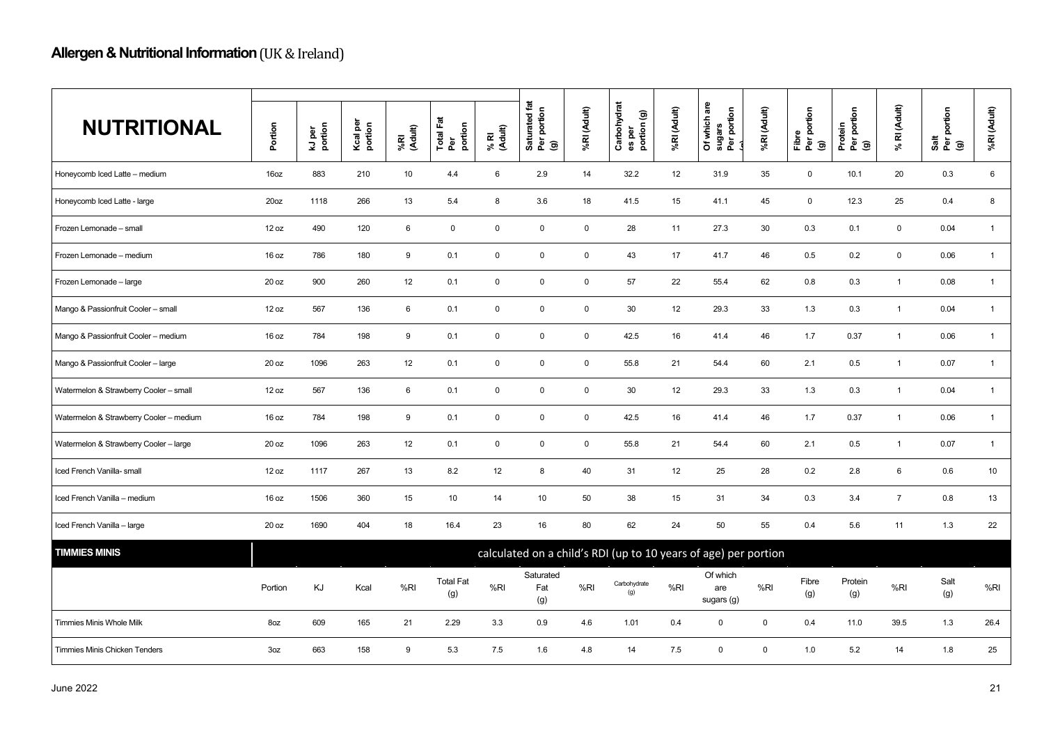## **Allergen & Nutritional Information** (UK & Ireland)

| NUTRITIONAL | Portion | kJ per portion | Kcal per portion | %RI (Adult) | Total Fat Per portion | % RI (Adult) | Saturated fat Per portion (g) | %RI (Adult) | Carbohydrates per portion (g) | %RI (Adult) | Of which are sugars Per portion (g) | %RI (Adult) | Fibre Per portion (g) | Protein Per portion (g) | % RI (Adult) | Salt Per portion (g) | %RI (Adult) |
|---|---|---|---|---|---|---|---|---|---|---|---|---|---|---|---|---|---|
| Honeycomb Iced Latte – medium | 16oz | 883 | 210 | 10 | 4.4 | 6 | 2.9 | 14 | 32.2 | 12 | 31.9 | 35 | 0 | 10.1 | 20 | 0.3 | 6 |
| Honeycomb Iced Latte - large | 20oz | 1118 | 266 | 13 | 5.4 | 8 | 3.6 | 18 | 41.5 | 15 | 41.1 | 45 | 0 | 12.3 | 25 | 0.4 | 8 |
| Frozen Lemonade – small | 12 oz | 490 | 120 | 6 | 0 | 0 | 0 | 0 | 28 | 11 | 27.3 | 30 | 0.3 | 0.1 | 0 | 0.04 | 1 |
| Frozen Lemonade – medium | 16 oz | 786 | 180 | 9 | 0.1 | 0 | 0 | 0 | 43 | 17 | 41.7 | 46 | 0.5 | 0.2 | 0 | 0.06 | 1 |
| Frozen Lemonade – large | 20 oz | 900 | 260 | 12 | 0.1 | 0 | 0 | 0 | 57 | 22 | 55.4 | 62 | 0.8 | 0.3 | 1 | 0.08 | 1 |
| Mango & Passionfruit Cooler – small | 12 oz | 567 | 136 | 6 | 0.1 | 0 | 0 | 0 | 30 | 12 | 29.3 | 33 | 1.3 | 0.3 | 1 | 0.04 | 1 |
| Mango & Passionfruit Cooler – medium | 16 oz | 784 | 198 | 9 | 0.1 | 0 | 0 | 0 | 42.5 | 16 | 41.4 | 46 | 1.7 | 0.37 | 1 | 0.06 | 1 |
| Mango & Passionfruit Cooler – large | 20 oz | 1096 | 263 | 12 | 0.1 | 0 | 0 | 0 | 55.8 | 21 | 54.4 | 60 | 2.1 | 0.5 | 1 | 0.07 | 1 |
| Watermelon & Strawberry Cooler – small | 12 oz | 567 | 136 | 6 | 0.1 | 0 | 0 | 0 | 30 | 12 | 29.3 | 33 | 1.3 | 0.3 | 1 | 0.04 | 1 |
| Watermelon & Strawberry Cooler – medium | 16 oz | 784 | 198 | 9 | 0.1 | 0 | 0 | 0 | 42.5 | 16 | 41.4 | 46 | 1.7 | 0.37 | 1 | 0.06 | 1 |
| Watermelon & Strawberry Cooler – large | 20 oz | 1096 | 263 | 12 | 0.1 | 0 | 0 | 0 | 55.8 | 21 | 54.4 | 60 | 2.1 | 0.5 | 1 | 0.07 | 1 |
| Iced French Vanilla- small | 12 oz | 1117 | 267 | 13 | 8.2 | 12 | 8 | 40 | 31 | 12 | 25 | 28 | 0.2 | 2.8 | 6 | 0.6 | 10 |
| Iced French Vanilla – medium | 16 oz | 1506 | 360 | 15 | 10 | 14 | 10 | 50 | 38 | 15 | 31 | 34 | 0.3 | 3.4 | 7 | 0.8 | 13 |
| Iced French Vanilla – large | 20 oz | 1690 | 404 | 18 | 16.4 | 23 | 16 | 80 | 62 | 24 | 50 | 55 | 0.4 | 5.6 | 11 | 1.3 | 22 |

| TIMMIES MINIS | calculated on a child's RDI (up to 10 years of age) per portion | | | | | | | | | | | | | | | | |
|---|---|---|---|---|---|---|---|---|---|---|---|---|---|---|---|---|---|
| | Portion | KJ | Kcal | %RI | Total Fat (g) | %RI | Saturated Fat (g) | %RI | Carbohydrate (g) | %RI | Of which are sugars (g) | %RI | Fibre (g) | Protein (g) | %RI | Salt (g) | %RI |
| Timmies Minis Whole Milk | 8oz | 609 | 165 | 21 | 2.29 | 3.3 | 0.9 | 4.6 | 1.01 | 0.4 | 0 | 0 | 0.4 | 11.0 | 39.5 | 1.3 | 26.4 |
| Timmies Minis Chicken Tenders | 3oz | 663 | 158 | 9 | 5.3 | 7.5 | 1.6 | 4.8 | 14 | 7.5 | 0 | 0 | 1.0 | 5.2 | 14 | 1.8 | 25 |

June 2022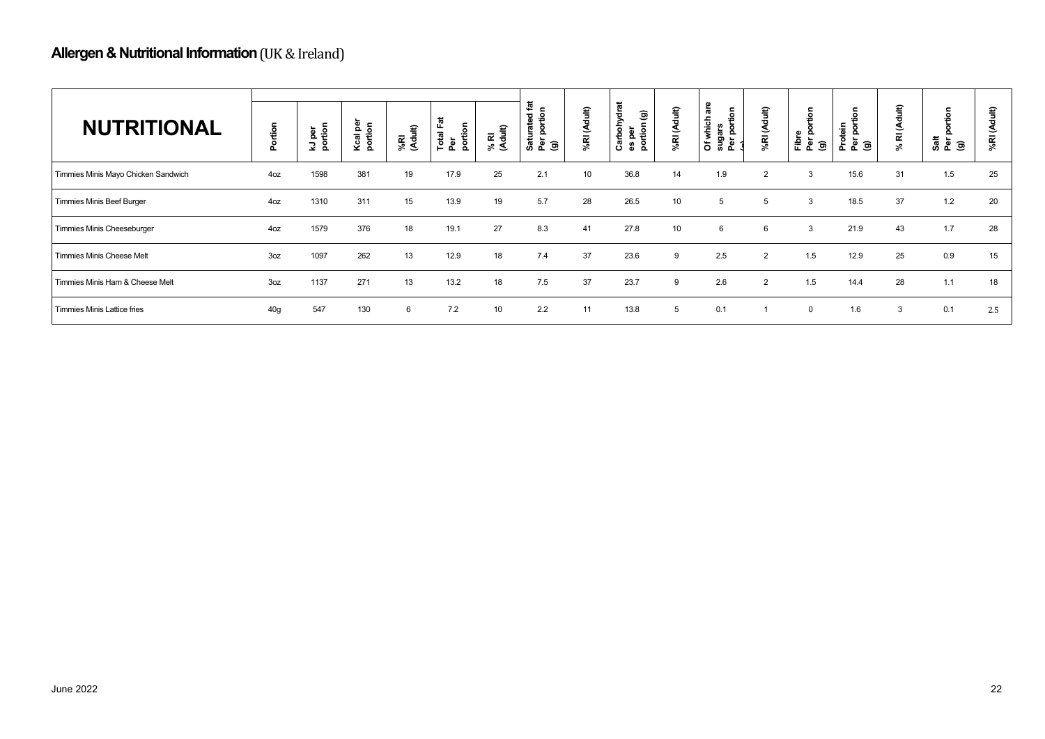**Allergen & Nutritional Information** (UK & Ireland)

| NUTRITIONAL | Portion | kJ per portion | Kcal per portion | %RI (Adult) | Total Fat Per portion | % RI (Adult) | Saturated fat Per portion (g) | %RI (Adult) | Carbohydrates per portion (g) | %RI (Adult) | Of which are sugars Per portion (g) | %RI (Adult) | Fibre Per portion (g) | Protein Per portion (g) | % RI (Adult) | Salt Per portion (g) | %RI (Adult) |
|---|---|---|---|---|---|---|---|---|---|---|---|---|---|---|---|---|---|
| Timmies Minis Mayo Chicken Sandwich | 4oz | 1598 | 381 | 19 | 17.9 | 25 | 2.1 | 10 | 36.8 | 14 | 1.9 | 2 | 3 | 15.6 | 31 | 1.5 | 25 |
| Timmies Minis Beef Burger | 4oz | 1310 | 311 | 15 | 13.9 | 19 | 5.7 | 28 | 26.5 | 10 | 5 | 5 | 3 | 18.5 | 37 | 1.2 | 20 |
| Timmies Minis Cheeseburger | 4oz | 1579 | 376 | 18 | 19.1 | 27 | 8.3 | 41 | 27.8 | 10 | 6 | 6 | 3 | 21.9 | 43 | 1.7 | 28 |
| Timmies Minis Cheese Melt | 3oz | 1097 | 262 | 13 | 12.9 | 18 | 7.4 | 37 | 23.6 | 9 | 2.5 | 2 | 1.5 | 12.9 | 25 | 0.9 | 15 |
| Timmies Minis Ham & Cheese Melt | 3oz | 1137 | 271 | 13 | 13.2 | 18 | 7.5 | 37 | 23.7 | 9 | 2.6 | 2 | 1.5 | 14.4 | 28 | 1.1 | 18 |
| Timmies Minis Lattice fries | 40g | 547 | 130 | 6 | 7.2 | 10 | 2.2 | 11 | 13.8 | 5 | 0.1 | 1 | 0 | 1.6 | 3 | 0.1 | 2.5 |

June 2022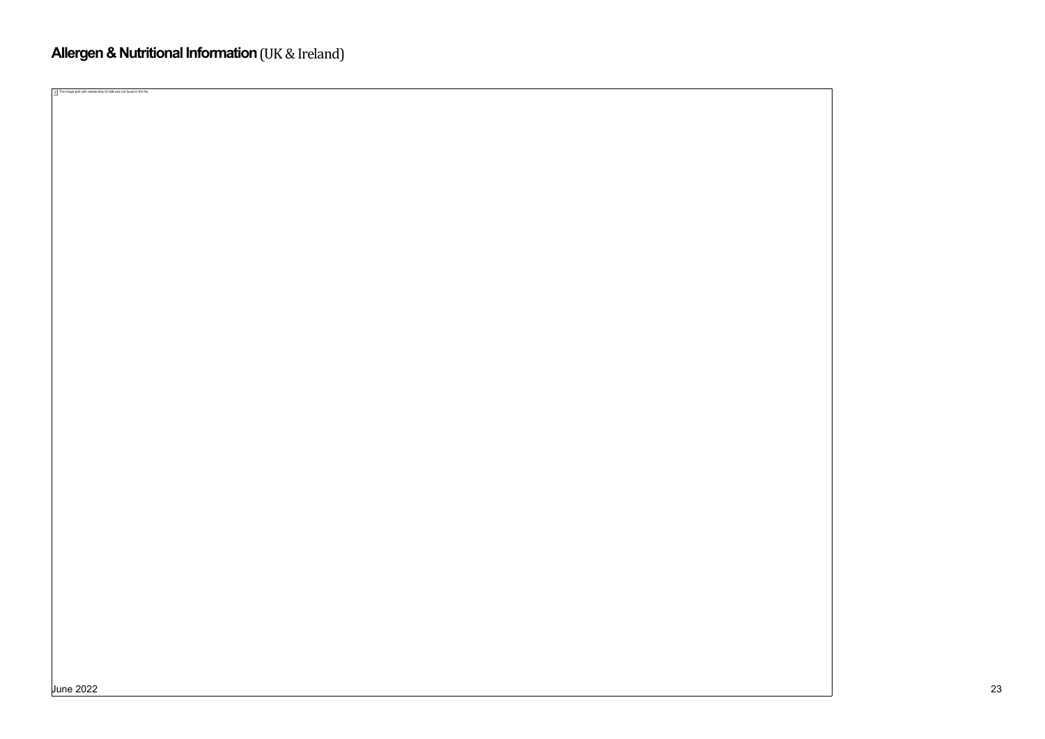**Allergen & Nutritional Information** (UK & Ireland)